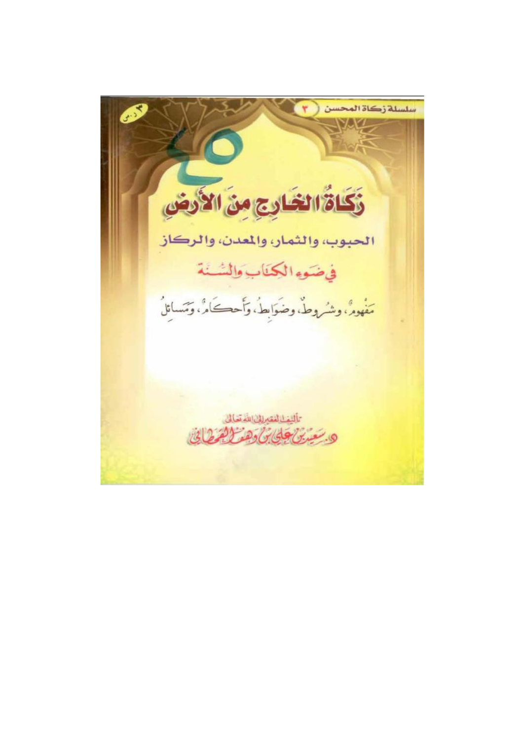سلسلة زكاة المحسن ( ٣ )

٣ ر.س

# زَكَاةُ الخَارِجِ مِنَ الأَرضِ

## الحبوب، والثمار، والمعدن، والركاز

### في ضوء الكتاب والسنة

مَفْهومٌ، وشُروطٌ، وضَوابِطُ، وأَحكَامٌ، ومَسَائِلُ

تأليف الفقير إلى الله تعالى

د. سعيد بن علي بن وهف القحطاني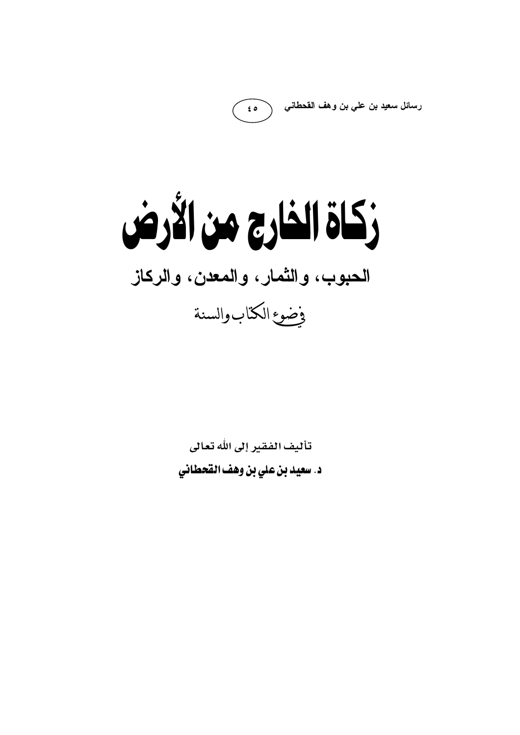# زكاة الخارج من الأرض

## الحبوب، والثمار، والمعدن، والركاز

في ضوء الكتاب والسنة

تأليف الفقير إلى الله تعالى

**د. سعيد بن علي بن وهف القحطاني**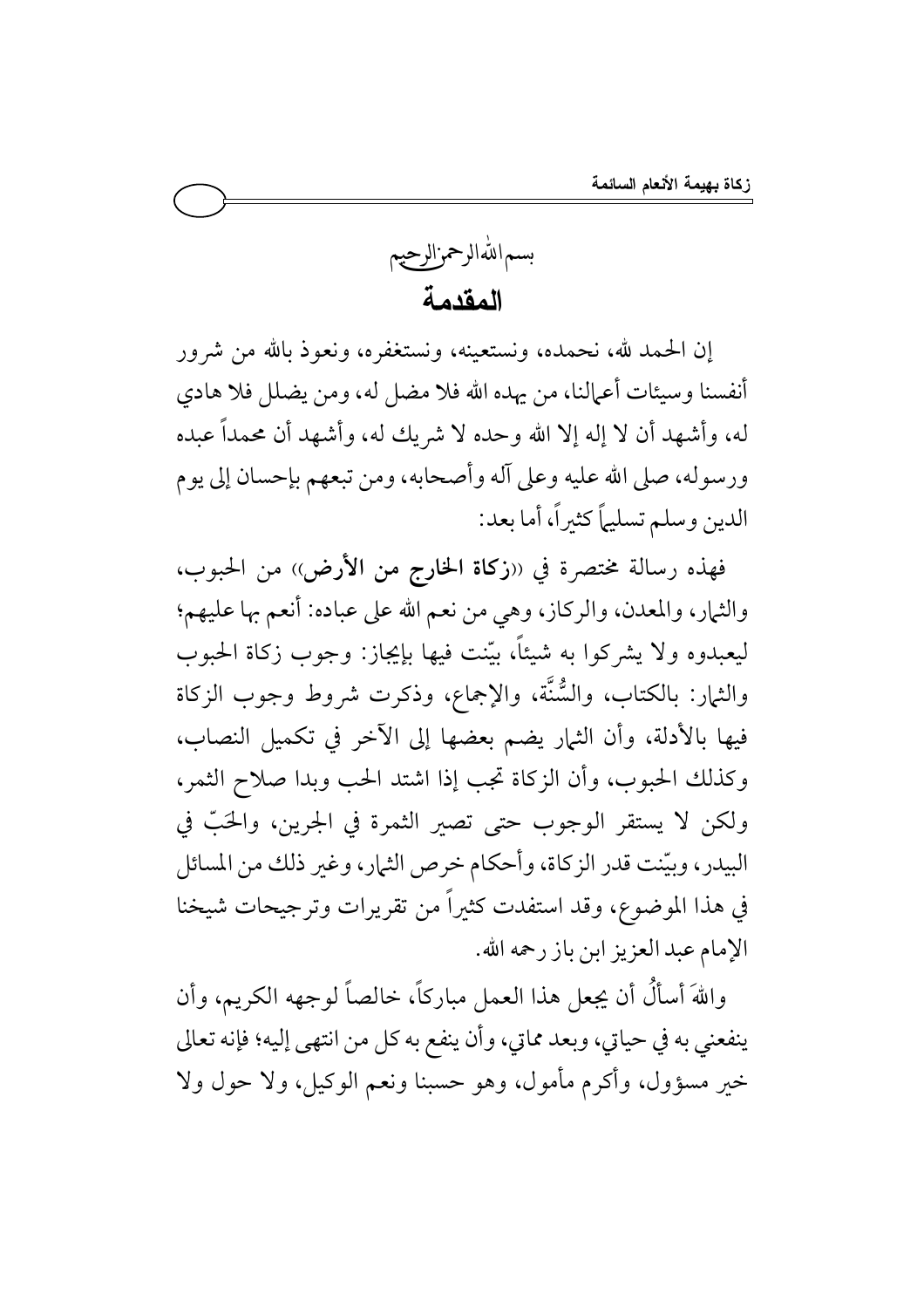بسم الله الرحمن الرحيم

# المقدمة

إن الحمد لله، نحمده، ونستعينه، ونستغفره، ونعوذ بالله من شرور أنفسنا وسيئات أعمالنا، من يهده الله فلا مضل له، ومن يضلل فلا هادي له، وأشهد أن لا إله إلا الله وحده لا شريك له، وأشهد أن محمداً عبده ورسوله، صلى الله عليه وعلى آله وأصحابه، ومن تبعهم بإحسان إلى يوم الدين وسلم تسليماً كثيراً، أما بعد:

فهذه رسالة مختصرة في «**زكاة الخارج من الأرض**» من الحبوب، والثمار، والمعدن، والركاز، وهي من نعم الله على عباده: أنعم بها عليهم؛ ليعبدوه ولا يشركوا به شيئاً، بيّنت فيها بإيجاز: وجوب زكاة الحبوب والثمار: بالكتاب، والسُّنَّة، والإجماع، وذكرت شروط وجوب الزكاة فيها بالأدلة، وأن الثمار يضم بعضها إلى الآخر في تكميل النصاب، وكذلك الحبوب، وأن الزكاة تجب إذا اشتد الحب وبدا صلاح الثمر، ولكن لا يستقر الوجوب حتى تصير الثمرة في الجرين، والحَبّ في البيدر، وبيّنت قدر الزكاة، وأحكام خرص الثمار، وغير ذلك من المسائل في هذا الموضوع، وقد استفدت كثيراً من تقريرات وترجيحات شيخنا الإمام عبد العزيز ابن باز رحمه الله.

واللهَ أسألُ أن يجعل هذا العمل مباركاً، خالصاً لوجهه الكريم، وأن ينفعني به في حياتي، وبعد مماتي، وأن ينفع به كل من انتهى إليه؛ فإنه تعالى خير مسؤول، وأكرم مأمول، وهو حسبنا ونعم الوكيل، ولا حول ولا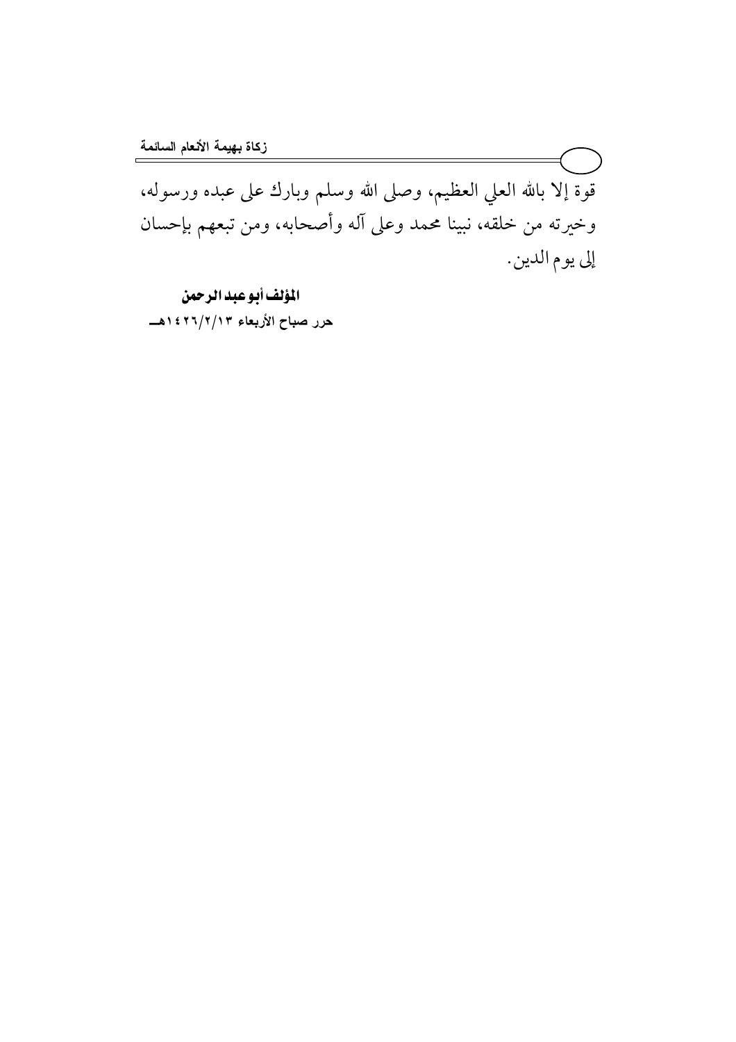قوة إلا بالله العلي العظيم، وصلى الله وسلم وبارك على عبده ورسوله، وخيرته من خلقه، نبينا محمد وعلى آله وأصحابه، ومن تبعهم بإحسان إلى يوم الدين.

**المؤلف أبو عبد الرحمن**

**حرر صباح الأربعاء ١٣/٢/١٤٢٦هـ**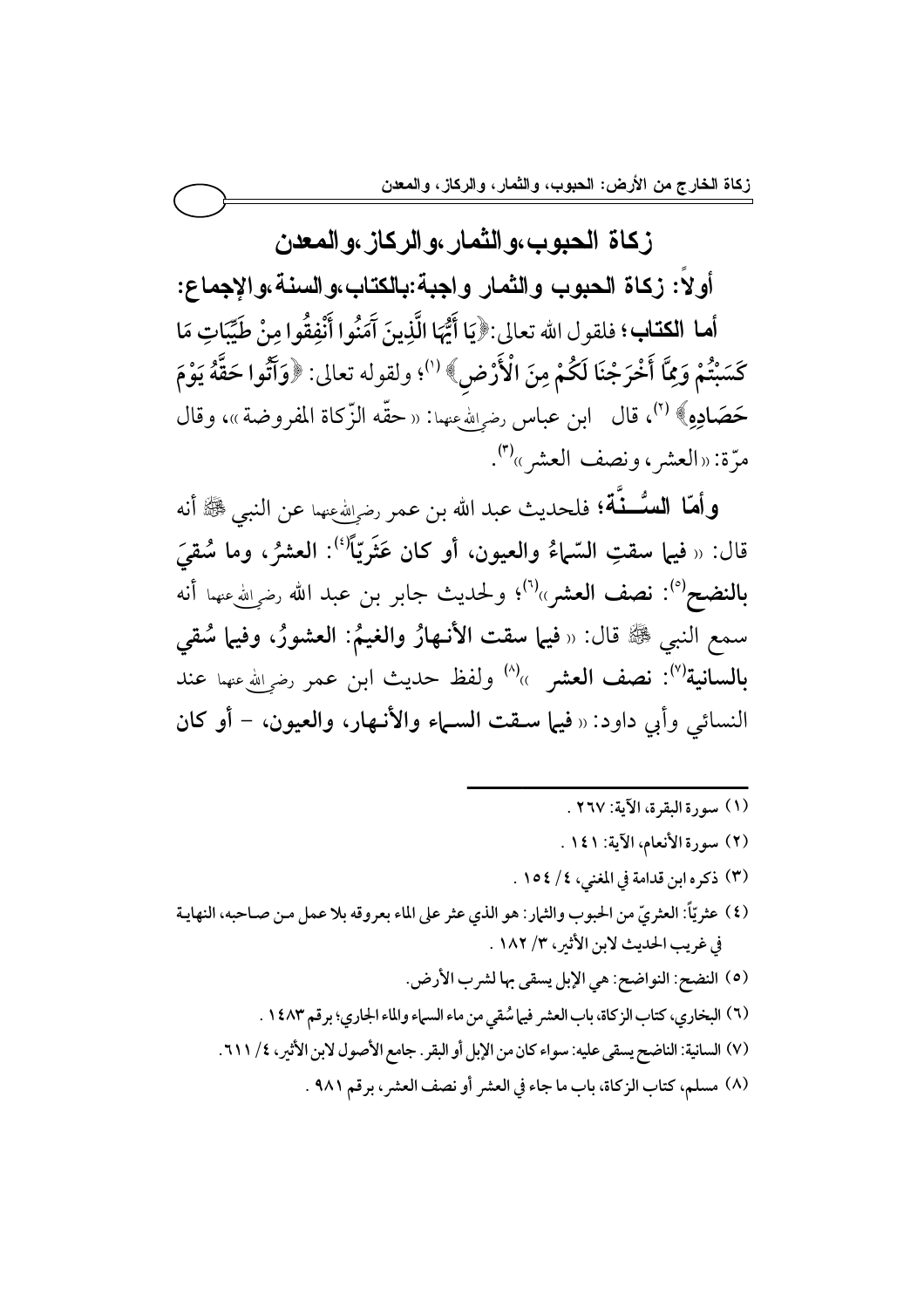## زكاة الحبوب، والثمار، والركاز، والمعدن

### أولاً: زكاة الحبوب والثمار واجبة: بالكتاب، والسنة، والإجماع:

**أما الكتاب**؛ فلقول الله تعالى: ﴿يَا أَيُّهَا الَّذِينَ آمَنُوا أَنْفِقُوا مِنْ طَيِّبَاتِ مَا كَسَبْتُمْ وَمِمَّا أَخْرَجْنَا لَكُمْ مِنَ الْأَرْضِ﴾ [1]؛ ولقوله تعالى: ﴿وَآتُوا حَقَّهُ يَوْمَ حَصَادِهِ﴾ [2]، قال ابن عباس رضي الله عنهما: «حقّه الزّكاة المفروضة»، وقال مرّة: «العشر، ونصف العشر»[3].

**وأمّا السُّــنَّة**؛ فلحديث عبد الله بن عمر رضي الله عنهما عن النبي ﷺ أنه قال: « **فيما سقتِ السّماءُ والعيون، أو كان عَثَريّاً[4]: العشرُ، وما سُقيَ بالنضح[5]: نصف العشر**»[6]؛ ولحديث جابر بن عبد الله رضي الله عنهما أنه سمع النبي ﷺ قال: « **فيما سقت الأنهارُ والغيمُ: العشورُ، وفيما سُقي بالسانية[7]: نصف العشر** »[8] ولفظ حديث ابن عمر رضي الله عنهما عند النسائي وأبي داود: « **فيما سقت السماء والأنهار، والعيون، - أو كان**

---

(١) سورة البقرة، الآية: ٢٦٧ .

(٢) سورة الأنعام، الآية: ١٤١ .

(٣) ذكره ابن قدامة في المغني، ٤/ ١٥٤ .

(٤) عثريّاً: العثريّ من الحبوب والثمار: هو الذي عثر على الماء بعروقه بلا عمل من صاحبه، النهاية في غريب الحديث لابن الأثير، ٣/ ١٨٢ .

(٥) النضح: النواضح: هي الإبل يسقى بها لشرب الأرض.

(٦) البخاري، كتاب الزكاة، باب العشر فيما سُقي من ماء السماء والماء الجاري؛ برقم ١٤٨٣ .

(٧) السانية: الناضح يسقى عليه: سواء كان من الإبل أو البقر. جامع الأصول لابن الأثير، ٤/ ٦١١.

(٨) مسلم، كتاب الزكاة، باب ما جاء في العشر أو نصف العشر، برقم ٩٨١ .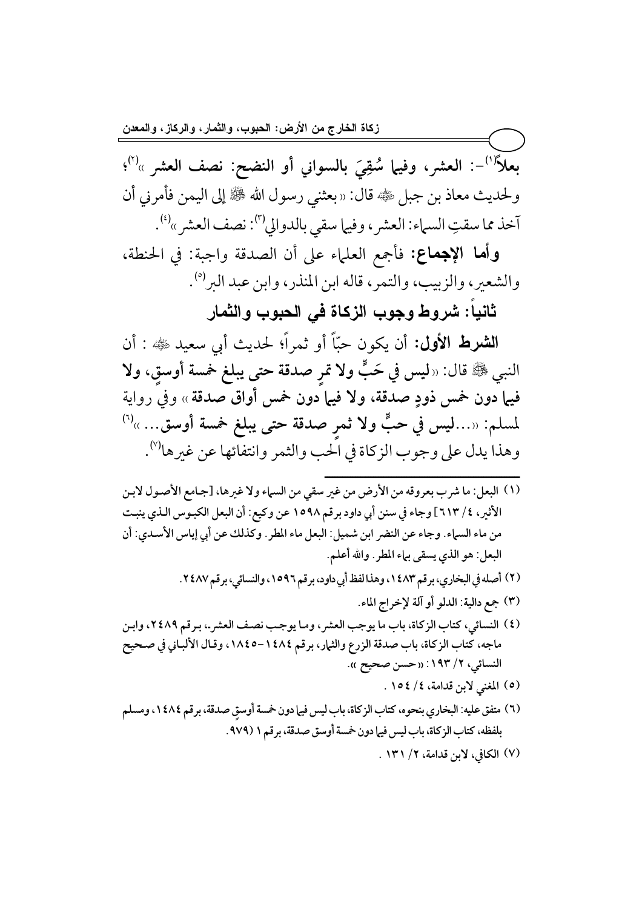بعلاً[1]-: العشر، وفيما سُقِيَ بالسواني أو النضح: نصف العشر »[2]؛ ولحديث معاذ بن جبل ﷺ قال: « بعثني رسول الله ﷺ إلى اليمن فأمرني أن آخذ مما سقتِ السماء: العشر، وفيما سقي بالدوالي[3]: نصف العشر »[4].

**وأما الإجماع:** فأجمع العلماء على أن الصدقة واجبة: في الحنطة، والشعير، والزبيب، والتمر، قاله ابن المنذر، وابن عبد البر[5].

## ثانياً: شروط وجوب الزكاة في الحبوب والثمار

**الشرط الأول:** أن يكون حبّاً أو ثمراً؛ لحديث أبي سعيد ﷺ : أن النبي ﷺ قال: «**ليس في حَبٍّ ولا تمرٍ صدقة حتى يبلغ خمسة أوسقٍ، ولا فيما دون خمس ذودٍ صدقة، ولا فيما دون خمس أواقٍ صدقة**» وفي رواية لمسلم: «**...ليس في حبٍّ ولا ثمرٍ صدقة حتى يبلغ خمسة أوسق...**»[6] وهذا يدل على وجوب الزكاة في الحب والثمر وانتفائها عن غيرها[7].

---

(١) البعل: ما شرب بعروقه من الأرض من غير سقي من السماء ولا غيرها، [جامع الأصول لابن الأثير، ٤/ ٦١٣] وجاء في سنن أبي داود برقم ١٥٩٨ عن وكيع: أن البعل الكبوس الذي ينبت من ماء السماء. وجاء عن النضر ابن شميل: البعل ماء المطر. وكذلك عن أبي إياس الأسدي: أن البعل: هو الذي يسقى بماء المطر. والله أعلم.

(٢) أصله في البخاري، برقم ١٤٨٣، وهذا لفظ أبي داود، برقم ١٥٩٦، والنسائي، برقم ٢٤٨٧.

(٣) جمع دالية: الدلو أو آلة لإخراج الماء.

(٤) النسائي، كتاب الزكاة، باب ما يوجب العشر، وما يوجب نصف العشر، برقم ٢٤٨٩، وابن ماجه، كتاب الزكاة، باب صدقة الزرع والثمار، برقم ١٤٨٤-١٨٤٥، وقال الألباني في صحيح النسائي، ٢/ ١٩٣: «حسن صحيح».

(٥) المغني لابن قدامة، ٤/ ١٥٤ .

(٦) متفق عليه: البخاري بنحوه، كتاب الزكاة، باب ليس فيما دون خمسة أوسقٍ صدقة، برقم ١٤٨٤، ومسلم بلفظه، كتاب الزكاة، باب ليس فيما دون خمسة أوسق صدقة، برقم ١ (٩٧٩.

(٧) الكافي، لابن قدامة، ٢/ ١٣١ .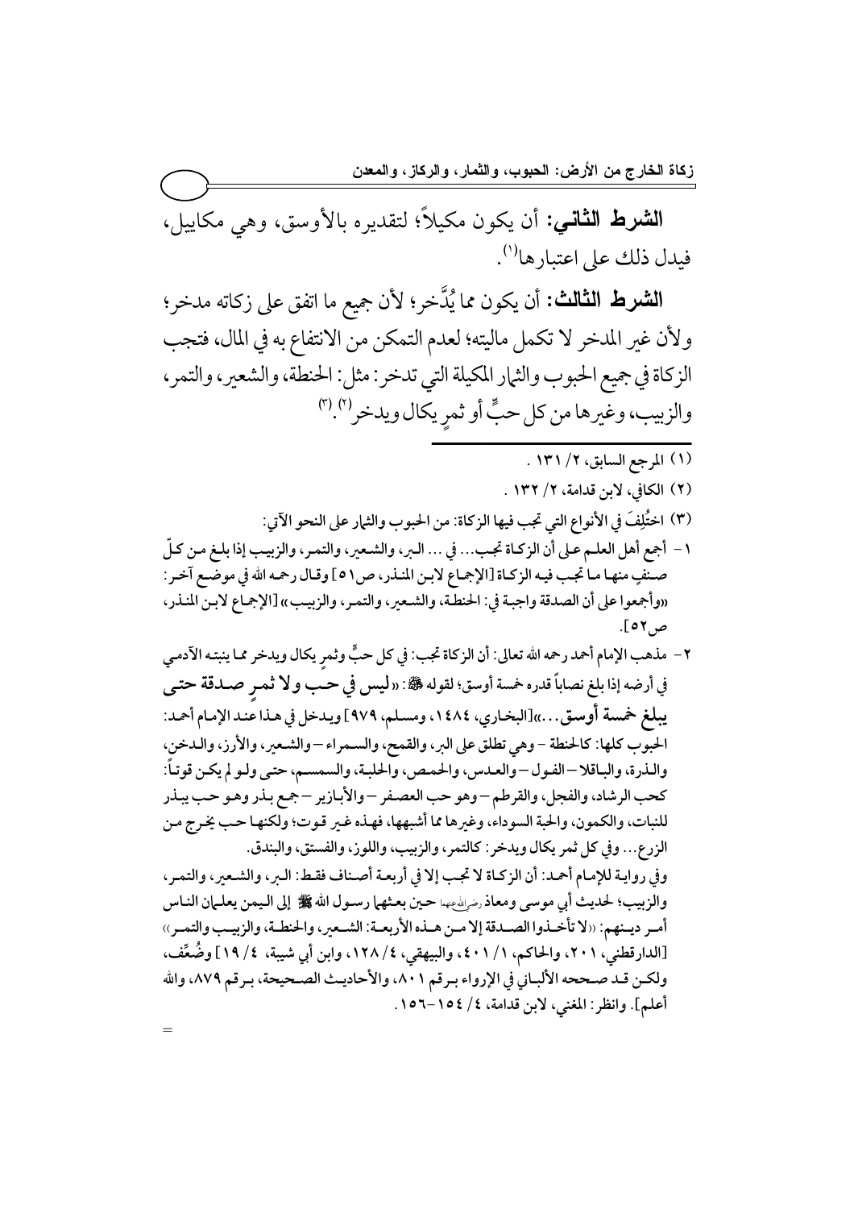**الشرط الثاني:** أن يكون مكيلاً؛ لتقديره بالأوسق، وهي مكاييل، فيدل ذلك على اعتبارها[1].

**الشرط الثالث:** أن يكون مما يُدَّخر؛ لأن جميع ما اتفق على زكاته مدخر؛ ولأن غير المدخر لا تكمل ماليته؛ لعدم التمكن من الانتفاع به في المال، فتجب الزكاة في جميع الحبوب والثمار المكيلة التي تدخر: مثل: الحنطة، والشعير، والتمر، والزبيب، وغيرها من كل حبٍّ أو ثمرٍ يكال ويدخر[2].[3]

---

(1) المرجع السابق، 2/ 131 .

(2) الكافي، لابن قدامة، 2/ 132 .

(3) اختُلِفَ في الأنواع التي تجب فيها الزكاة: من الحبوب والثمار على النحو الآتي:

1- أجمع أهل العلم على أن الزكاة تجب... في ... البر، والشعير، والتمر، والزبيب إذا بلغ من كلّ صنفٍ منها ما تجب فيه الزكاة [الإجماع لابن المنذر، ص51] وقال رحمه الله في موضع آخر: «وأجمعوا على أن الصدقة واجبة في: الحنطة، والشعير، والتمر، والزبيب» [الإجماع لابن المنذر، ص52].

2- مذهب الإمام أحمد رحمه الله تعالى: أن الزكاة تجب: في كل حبٍّ وثمرٍ يكال ويدخر مما ينبته الآدمي في أرضه إذا بلغ نصاباً قدره خمسة أوسق؛ لقوله ﷺ: «**ليس في حب ولا ثمرٍ صدقة حتى يبلغ خمسة أوسق...**»[البخاري، 1484، ومسلم، 979] ويدخل في هذا عند الإمام أحمد: الحبوب كلها: كالحنطة – وهي تطلق على البر، والقمح، والسمراء – والشعير، والأرز، والدخن، والذرة، والباقلا – الفول – والعدس، والحمص، والحلبة، والسمسم، حتى ولو لم يكن قوتاً: كحب الرشاد، والفجل، والقرطم – وهو حب العصفر – والأبازير – جمع بذر وهو حب يبذر للنبات، والكمون، والحبة السوداء، وغيرها مما أشبهها، فهذه غير قوت؛ ولكنها حب يخرج من الزرع... وفي كل ثمر يكال ويدخر: كالتمر، والزبيب، واللوز، والفستق، والبندق.

وفي رواية للإمام أحمد: أن الزكاة لا تجب إلا في أربعة أصناف فقط: البر، والشعير، والتمر، والزبيب؛ لحديث أبي موسى ومعاذ رضي الله عنهما حين بعثهما رسول الله ﷺ إلى اليمن يعلمان الناس أمر دينهم: «لا تأخذوا الصدقة إلا من هذه الأربعة: الشعير، والحنطة، والزبيب والتمر» [الدارقطني، 201، والحاكم، 1/ 401، والبيهقي، 4/ 128، وابن أبي شيبة، 4/ 19] وضُعِّف، ولكن قد صححه الألباني في الإرواء برقم 801، والأحاديث الصحيحة، برقم 879، والله أعلم]. وانظر: المغني، لابن قدامة، 4/ 154-156.

=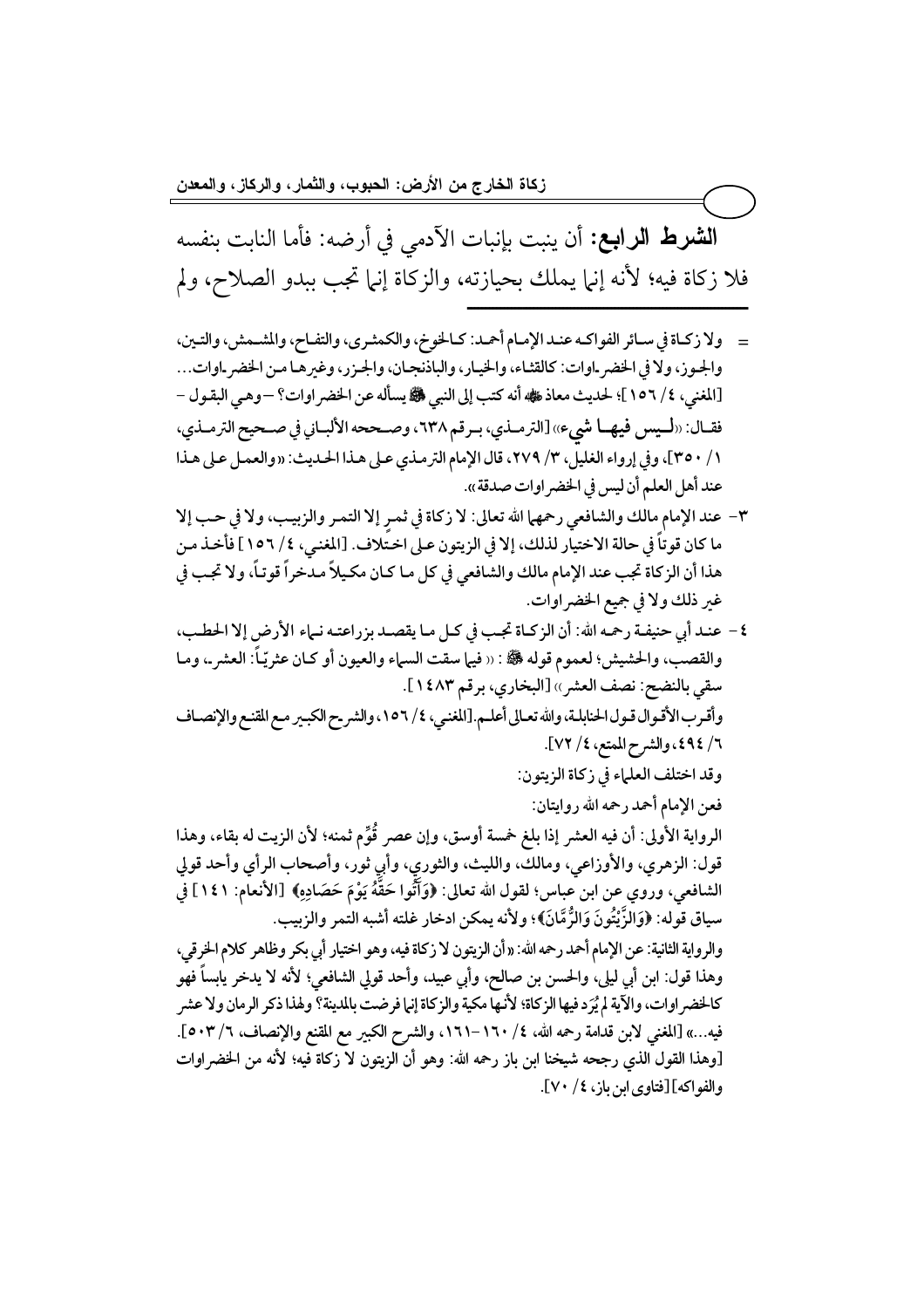**الشرط الرابع:** أن ينبت بإنبات الآدمي في أرضه: فأما النابت بنفسه فلا زكاة فيه؛ لأنه إنما يملك بحيازته، والزكاة إنما تجب ببدو الصلاح، ولم

---

= ولا زكاة في سائر الفواكه عند الإمام أحمد: كالخوخ، والكمثرى، والتفاح، والمشمش، والتين، والجوز، ولا في الخضراوات: كالقثاء، والخيار، والباذنجان، والجزر، وغيرها من الخضراوات... [المغني، ٤/ ١٥٦]؛ لحديث معاذ رضي الله عنه أنه كتب إلى النبي ﷺ يسأله عن الخضراوات؟ – وهي البقول – فقال: «ليس فيها شيء» [الترمذي، برقم ٦٣٨، وصححه الألباني في صحيح الترمذي، ١/ ٣٥٠]، وفي إرواء الغليل، ٣/ ٢٧٩، قال الإمام الترمذي على هذا الحديث: «والعمل على هذا عند أهل العلم أن ليس في الخضراوات صدقة».

٣- عند الإمام مالك والشافعي رحمهما الله تعالى: لا زكاة في ثمر إلا التمر والزبيب، ولا في حب إلا ما كان قوتاً في حالة الاختيار لذلك، إلا في الزيتون على اختلاف. [المغني، ٤/ ١٥٦] فأخذ من هذا أن الزكاة تجب عند الإمام مالك والشافعي في كل ما كان مكيلاً مدخراً قوتاً، ولا تجب في غير ذلك ولا في جميع الخضراوات.

٤- عند أبي حنيفة رحمه الله: أن الزكاة تجب في كل ما يقصد بزراعته نماء الأرض إلا الحطب، والقصب، والحشيش؛ لعموم قوله ﷺ: «فيما سقت السماء والعيون أو كان عثرياً: العشر، وما سقي بالنضح: نصف العشر» [البخاري، برقم ١٤٨٣].

وأقرب الأقوال قول الحنابلة، والله تعالى أعلم. [المغني، ٤/ ١٥٦، والشرح الكبير مع المقنع والإنصاف ٦/ ٤٩٤، والشرح الممتع، ٤/ ٧٢].

وقد اختلف العلماء في زكاة الزيتون:

فعن الإمام أحمد رحمه الله روايتان:

الرواية الأولى: أن فيه العشر إذا بلغ خمسة أوسق، وإن عصر قُوِّم ثمنه؛ لأن الزيت له بقاء، وهذا قول: الزهري، والأوزاعي، ومالك، والليث، والثوري، وأبي ثور، وأصحاب الرأي وأحد قولي الشافعي، وروي عن ابن عباس؛ لقول الله تعالى: ﴿وَآتُوا حَقَّهُ يَوْمَ حَصَادِهِ﴾ [الأنعام: ١٤١] في سياق قوله: ﴿وَالزَّيْتُونَ وَالرُّمَّانَ﴾؛ ولأنه يمكن ادخار غلته أشبه التمر والزبيب.

والرواية الثانية: عن الإمام أحمد رحمه الله: «أن الزيتون لا زكاة فيه، وهو اختيار أبي بكر وظاهر كلام الخرقي، وهذا قول: ابن أبي ليلى، والحسن بن صالح، وأبي عبيد، وأحد قولي الشافعي؛ لأنه لا يدخر يابساً فهو كالخضراوات، والآية لم يُرَد فيها الزكاة؛ لأنها مكية والزكاة إنما فرضت بالمدينة؟ ولهذا ذكر الرمان ولا عشر فيه...» [المغني لابن قدامة رحمه الله، ٤/ ١٦٠-١٦١، والشرح الكبير مع المقنع والإنصاف، ٦/ ٥٠٣]. [وهذا القول الذي رجحه شيخنا ابن باز رحمه الله: وهو أن الزيتون لا زكاة فيه؛ لأنه من الخضراوات والفواكه] [فتاوى ابن باز، ٤/ ٧٠].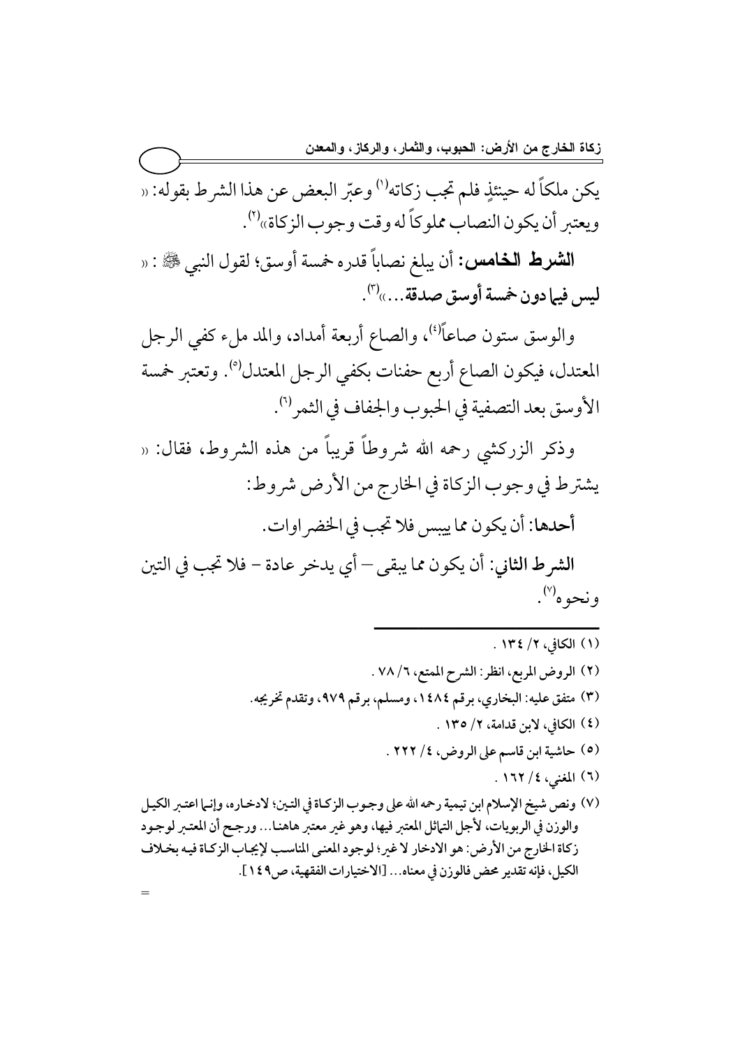يكن ملكاً له حينئذٍ فلم تجب زكاته[1] وعبّر البعض عن هذا الشرط بقوله: « ويعتبر أن يكون النصاب مملوكاً له وقت وجوب الزكاة»[2].

**الشرط الخامس:** أن يبلغ نصاباً قدره خمسة أوسق؛ لقول النبي ﷺ : « **ليس فيما دون خمسة أوسق صدقة...**»[3].

والوسق ستون صاعاً[4]، والصاع أربعة أمداد، والمد ملء كفي الرجل المعتدل، فيكون الصاع أربع حفنات بكفي الرجل المعتدل[5]. وتعتبر خمسة الأوسق بعد التصفية في الحبوب والجفاف في الثمر[6].

وذكر الزركشي رحمه الله شروطاً قريباً من هذه الشروط، فقال: « يشترط في وجوب الزكاة في الخارج من الأرض شروط:

**أحدها:** أن يكون مما ييبس فلا تجب في الخضراوات.

**الشرط الثاني:** أن يكون مما يبقى – أي يدخر عادة – فلا تجب في التين ونحوه[7].

---

(١) الكافي، ٢/ ١٣٤ .

(٢) الروض المربع، انظر: الشرح الممتع، ٦/ ٧٨ .

(٣) متفق عليه: البخاري، برقم ١٤٨٤، ومسلم، برقم ٩٧٩، وتقدم تخريجه.

(٤) الكافي، لابن قدامة، ٢/ ١٣٥ .

(٥) حاشية ابن قاسم على الروض، ٤/ ٢٢٢ .

(٦) المغني، ٤/ ١٦٢ .

(٧) ونص شيخ الإسلام ابن تيمية رحمه الله على وجوب الزكاة في التين؛ لادخاره، وإنما اعتبر الكيل والوزن في الربويات، لأجل التماثل المعتبر فيها، وهو غير معتبر هاهنا... ورجح أن المعتبر لوجود زكاة الخارج من الأرض: هو الادخار لا غير؛ لوجود المعنى المناسب لإيجاب الزكاة فيه بخلاف الكيل، فإنه تقدير محض فالوزن في معناه... [الاختيارات الفقهية، ص١٤٩].

=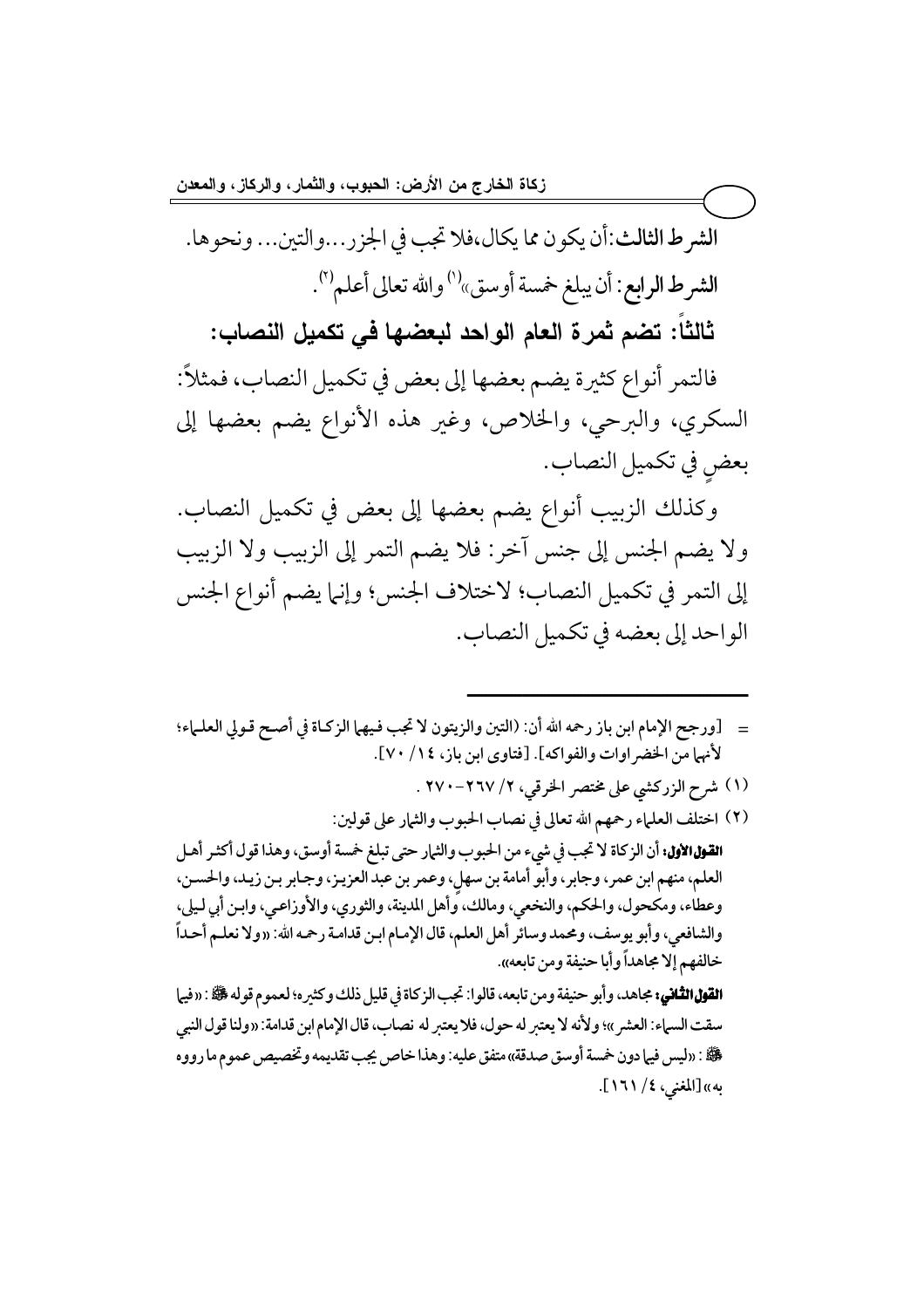**الشرط الثالث:** أن يكون مما يكال،فلا تجب في الجزر...والتين... ونحوها.

**الشرط الرابع:** أن يبلغ خمسة أوسق»[1] والله تعالى أعلم[2].

## ثالثاً: تضم ثمرة العام الواحد لبعضها في تكميل النصاب:

فالتمر أنواع كثيرة يضم بعضها إلى بعض في تكميل النصاب، فمثلاً: السكري، والبرحي، والخلاص، وغير هذه الأنواع يضم بعضها إلى بعضٍ في تكميل النصاب.

وكذلك الزبيب أنواع يضم بعضها إلى بعض في تكميل النصاب. ولا يضم الجنس إلى جنس آخر: فلا يضم التمر إلى الزبيب ولا الزبيب إلى التمر في تكميل النصاب؛ لاختلاف الجنس؛ وإنما يضم أنواع الجنس الواحد إلى بعضه في تكميل النصاب.

---

= [ورجح الإمام ابن باز رحمه الله أن: (التين والزيتون لا تجب فيهما الزكاة في أصح قولي العلماء؛ لأنهما من الخضراوات والفواكه]. [فتاوى ابن باز، ١٤/ ٧٠].

(١) شرح الزركشي على مختصر الخرقي، ٢/ ٢٦٧-٢٧٠ .

(٢) اختلف العلماء رحمهم الله تعالى في نصاب الحبوب والثمار على قولين:

**القول الأول:** أن الزكاة لا تجب في شيء من الحبوب والثمار حتى تبلغ خمسة أوسق، وهذا قول أكثر أهل العلم، منهم ابن عمر، وجابر، وأبو أمامة بن سهل، وعمر بن عبد العزيز، وجابر بن زيد، والحسن، وعطاء، ومكحول، والحكم، والنخعي، ومالك، وأهل المدينة، والثوري، والأوزاعي، وابن أبي ليلى، والشافعي، وأبو يوسف، ومحمد وسائر أهل العلم، قال الإمام ابن قدامة رحمه الله: «ولا نعلم أحداً خالفهم إلا مجاهداً وأبا حنيفة ومن تابعه».

**القول الثاني:** مجاهد، وأبو حنيفة ومن تابعه، قالوا: تجب الزكاة في قليل ذلك وكثيره؛ لعموم قوله ﷺ: «فيما سقت السماء: العشر»؛ ولأنه لا يعتبر له حول، فلا يعتبر له نصاب، قال الإمام ابن قدامة: «ولنا قول النبي ﷺ: «ليس فيما دون خمسة أوسق صدقة» متفق عليه: وهذا خاص يجب تقديمه وتخصيص عموم ما رووه به» [المغني، ٤/ ١٦١].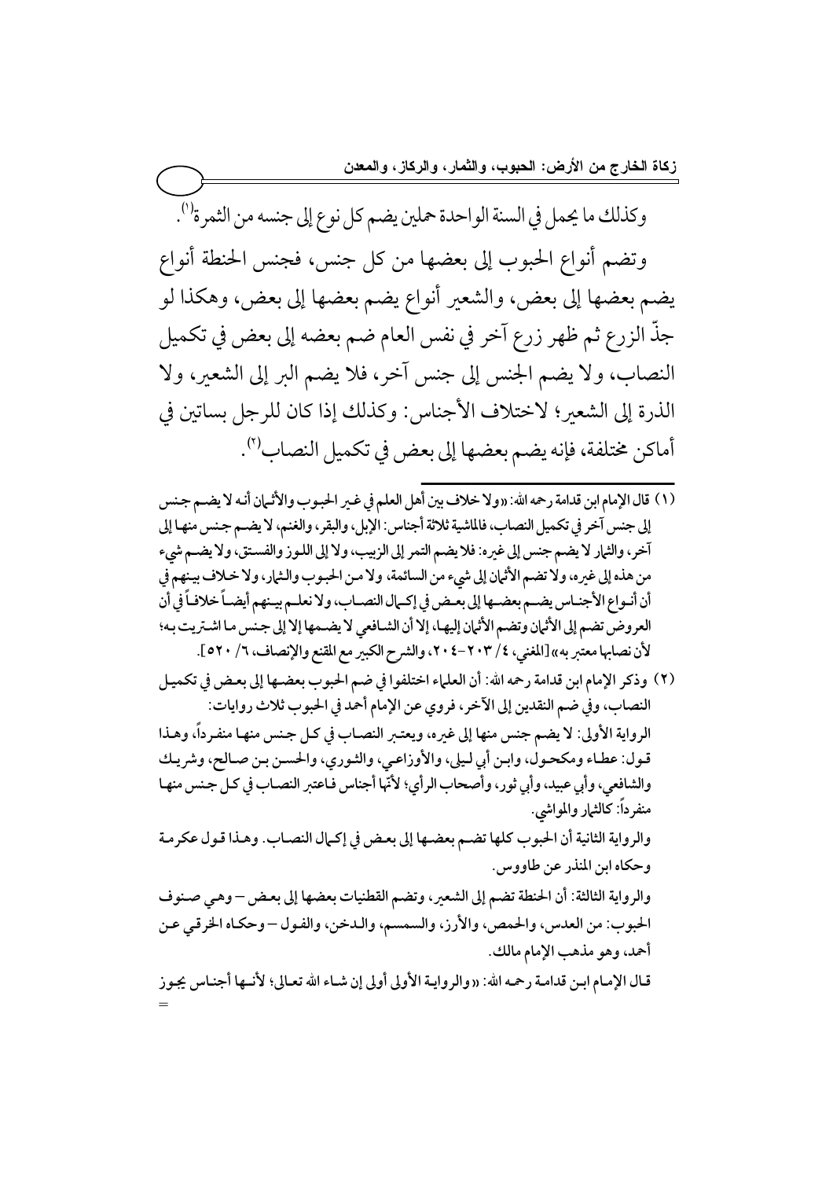وكذلك ما يحمل في السنة الواحدة حملين يضم كل نوع إلى جنسه من الثمرة[1].

وتضم أنواع الحبوب إلى بعضها من كل جنس، فجنس الحنطة أنواع يضم بعضها إلى بعض، والشعير أنواع يضم بعضها إلى بعض، وهكذا لو جذّ الزرع ثم ظهر زرع آخر في نفس العام ضم بعضه إلى بعض في تكميل النصاب، ولا يضم الجنس إلى جنس آخر، فلا يضم البر إلى الشعير، ولا الذرة إلى الشعير؛ لاختلاف الأجناس: وكذلك إذا كان للرجل بساتين في أماكن مختلفة، فإنه يضم بعضها إلى بعض في تكميل النصاب[2].

---

(١) قال الإمام ابن قدامة رحمه الله: «ولا خلاف بين أهل العلم في غير الحبوب والأثمان أنه لا يضم جنس إلى جنس آخر في تكميل النصاب، فالماشية ثلاثة أجناس: الإبل، والبقر، والغنم، لا يضم جنس منها إلى آخر، والثمار لا يضم جنس إلى غيره: فلا يضم التمر إلى الزبيب، ولا إلى اللوز والفستق، ولا يضم شيء من هذه إلى غيره، ولا تضم الأثمان إلى شيء من السائمة، ولا من الحبوب والثمار، ولا خلاف بينهم في أن أنواع الأجناس يضم بعضها إلى بعض في إكمال النصاب، ولا نعلم بينهم أيضاً خلافاً في أن العروض تضم إلى الأثمان وتضم الأثمان إليها، إلا أن الشافعي لا يضمها إلا إلى جنس ما اشتريت به؛ لأن نصابها معتبر به» [المغني، ٤/ ٢٠٣-٢٠٤، والشرح الكبير مع المقنع والإنصاف، ٦/ ٥٢٠].

(٢) وذكر الإمام ابن قدامة رحمه الله: أن العلماء اختلفوا في ضم الحبوب بعضها إلى بعض في تكميل النصاب، وفي ضم النقدين إلى الآخر، فروي عن الإمام أحمد في الحبوب ثلاث روايات:

الرواية الأولى: لا يضم جنس منها إلى غيره، ويعتبر النصاب في كل جنس منها منفرداً، وهذا قول: عطاء ومكحول، وابن أبي ليلى، والأوزاعي، والثوري، والحسن بن صالح، وشريك والشافعي، وأبي عبيد، وأبي ثور، وأصحاب الرأي؛ لأنّها أجناس فاعتبر النصاب في كل جنس منها منفرداً: كالثمار والمواشي.

والرواية الثانية أن الحبوب كلها تضم بعضها إلى بعض في إكمال النصاب. وهذا قول عكرمة وحكاه ابن المنذر عن طاووس.

والرواية الثالثة: أن الحنطة تضم إلى الشعير، وتضم القطنيات بعضها إلى بعض – وهي صنوف الحبوب: من العدس، والحمص، والأرز، والسمسم، والدخن، والفول – وحكاه الخرقي عن أحمد، وهو مذهب الإمام مالك.

قال الإمام ابن قدامة رحمه الله: «والرواية الأولى أولى إن شاء الله تعالى؛ لأنها أجناس يجوز =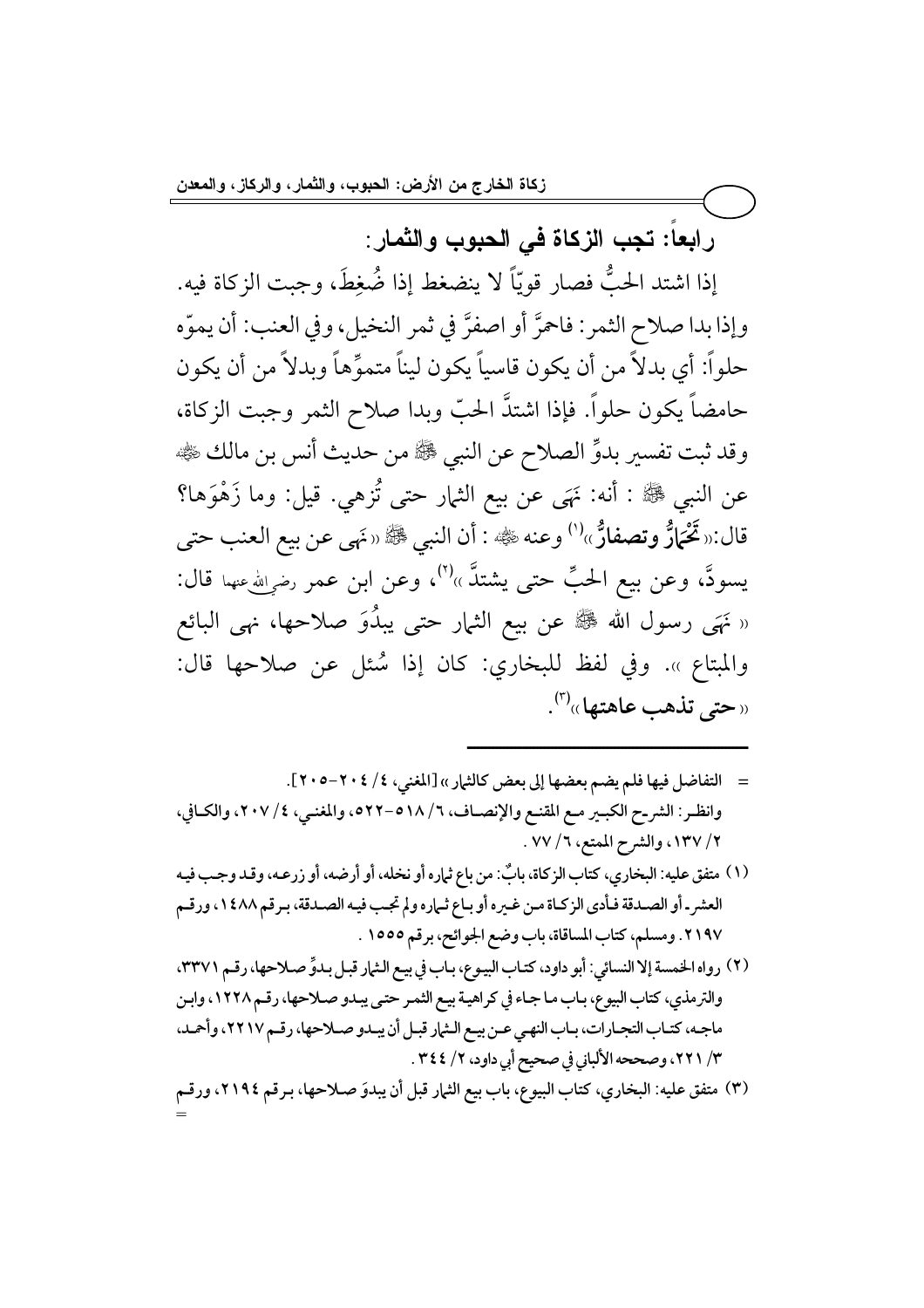## رابعاً: تجب الزكاة في الحبوب والثمار:

إذا اشتد الحبُّ فصار قويّاً لا ينضغط إذا ضُغِطَ، وجبت الزكاة فيه. وإذا بدا صلاح الثمر: فاحمرَّ أو اصفرَّ في ثمر النخيل، وفي العنب: أن يموّه حلواً: أي بدلاً من أن يكون قاسياً يكون ليناً متموِّهاً وبدلاً من أن يكون حامضاً يكون حلواً. فإذا اشتدَّ الحبّ وبدا صلاح الثمر وجبت الزكاة، وقد ثبت تفسير بدوِّ الصلاح عن النبي ﷺ من حديث أنس بن مالك رضي الله عنه عن النبي ﷺ : أنه: نَهَى عن بيع الثمار حتى تُزهي. قيل: وما زَهْوَها؟ قال: «**تَحْمَارُّ وتصفارُّ**»[1] وعنه رضي الله عنه : أن النبي ﷺ «نَهى عن بيع العنب حتى يسودَّ، وعن بيع الحبِّ حتى يشتدَّ»[2]، وعن ابن عمر رضي الله عنهما قال: «نَهَى رسول الله ﷺ عن بيع الثمار حتى يبدُوَ صلاحها، نهى البائع والمبتاع». وفي لفظ للبخاري: كان إذا سُئل عن صلاحها قال: «**حتى تذهب عاهتها**»[3].

---

= التفاضل فيها فلم يضم بعضها إلى بعض كالثمار» [المغني، ٤/ ٢٠٤-٢٠٥].

وانظر: الشرح الكبير مع المقنع والإنصاف، ٦/ ٥١٨-٥٢٢، والمغني، ٤/ ٢٠٧، والكافي، ٢/ ١٣٧، والشرح الممتع، ٦/ ٧٧ .

(١) متفق عليه: البخاري، كتاب الزكاة، بابٌ: من باع ثماره أو نخله، أو أرضه، أو زرعه، وقد وجب فيه العشر أو الصدقة فأدى الزكاة من غيره أو باع ثماره ولم تجب فيه الصدقة، برقم ١٤٨٨، ورقم ٢١٩٧. ومسلم، كتاب المساقاة، باب وضع الجوائح، برقم ١٥٥٥ .

(٢) رواه الخمسة إلا النسائي: أبو داود، كتاب البيوع، باب في بيع الثمار قبل بدوِّ صلاحها، رقم ٣٣٧١، والترمذي، كتاب البيوع، باب ما جاء في كراهية بيع الثمر حتى يبدو صلاحها، رقم ١٢٢٨، وابن ماجه، كتاب التجارات، باب النهي عن بيع الثمار قبل أن يبدو صلاحها، رقم ٢٢١٧، وأحمد، ٣/ ٢٢١، وصححه الألباني في صحيح أبي داود، ٢/ ٣٤٤ .

(٣) متفق عليه: البخاري، كتاب البيوع، باب بيع الثمار قبل أن يبدوَ صلاحها، برقم ٢١٩٤، ورقم =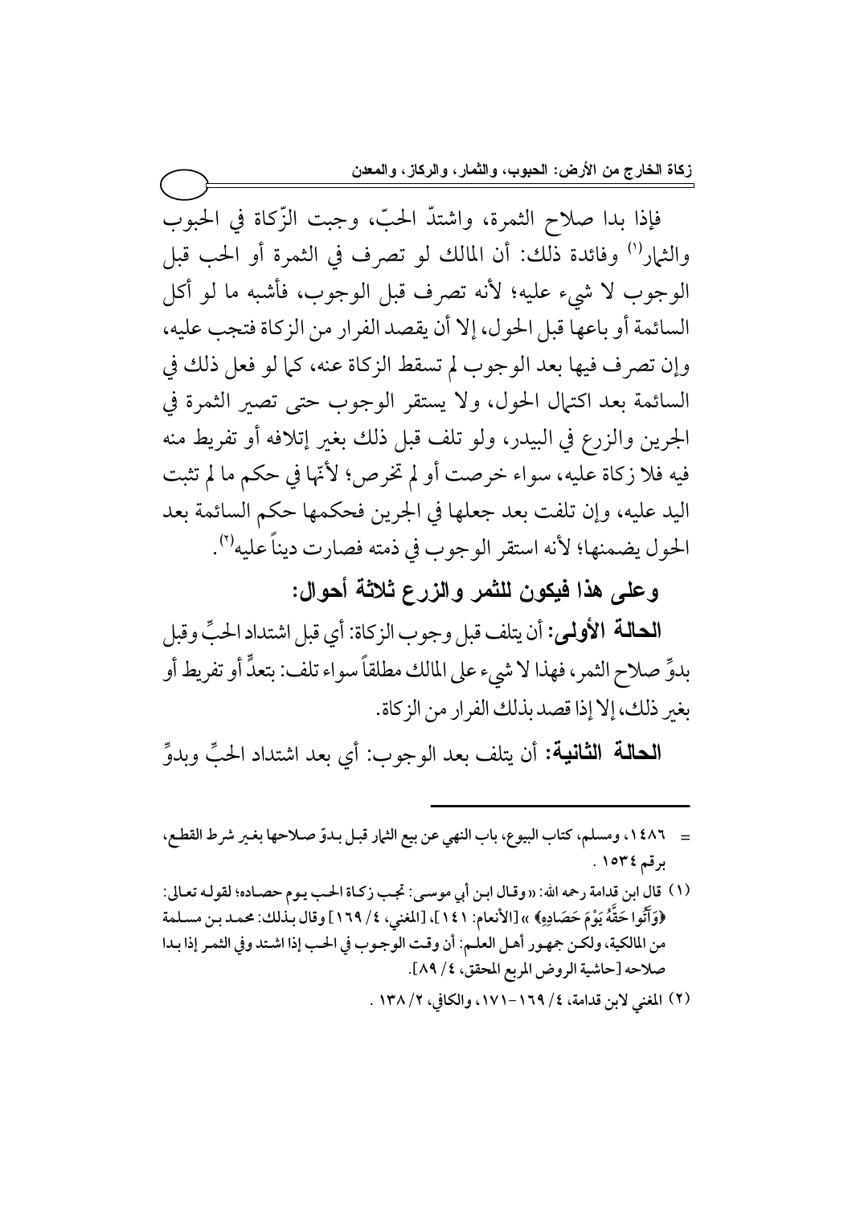فإذا بدا صلاح الثمرة، واشتدّ الحبّ، وجبت الزّكاة في الحبوب والثمار[1] وفائدة ذلك: أن المالك لو تصرف في الثمرة أو الحب قبل الوجوب لا شيء عليه؛ لأنه تصرف قبل الوجوب، فأشبه ما لو أكل السائمة أو باعها قبل الحول، إلا أن يقصد الفرار من الزكاة فتجب عليه، وإن تصرف فيها بعد الوجوب لم تسقط الزكاة عنه، كما لو فعل ذلك في السائمة بعد اكتمال الحول، ولا يستقر الوجوب حتى تصير الثمرة في الجرين والزرع في البيدر، ولو تلف قبل ذلك بغير إتلافه أو تفريط منه فيه فلا زكاة عليه، سواء خرصت أو لم تخرص؛ لأنّها في حكم ما لم تثبت اليد عليه، وإن تلفت بعد جعلها في الجرين فحكمها حكم السائمة بعد الحول يضمنها؛ لأنه استقر الوجوب في ذمته فصارت ديناً عليه[2].

## وعلى هذا فيكون للثمر والزرع ثلاثة أحوال:

**الحالة الأولى:** أن يتلف قبل وجوب الزكاة: أي قبل اشتداد الحبِّ وقبل بدوِّ صلاح الثمر، فهذا لا شيء على المالك مطلقاً سواء تلف: بتعدٍّ أو تفريط أو بغير ذلك، إلا إذا قصد بذلك الفرار من الزكاة.

**الحالة الثانية:** أن يتلف بعد الوجوب: أي بعد اشتداد الحبِّ وبدوِّ

---

= ١٤٨٦، ومسلم، كتاب البيوع، باب النهي عن بيع الثمار قبل بدوّ صلاحها بغير شرط القطع، برقم ١٥٣٤ .

(١) قال ابن قدامة رحمه الله: «وقال ابن أبي موسى: تجب زكاة الحب يوم حصاده؛ لقوله تعالى: ﴿وَآتُوا حَقَّهُ يَوْمَ حَصَادِهِ﴾ »[الأنعام: ١٤١]، [المغني، ٤/ ١٦٩] وقال بذلك: محمد بن مسلمة من المالكية، ولكن جمهور أهل العلم: أن وقت الوجوب في الحب إذا اشتد وفي الثمر إذا بدا صلاحه [حاشية الروض المربع المحقق، ٤/ ٨٩].

(٢) المغني لابن قدامة، ٤/ ١٦٩-١٧١، والكافي، ٢/ ١٣٨ .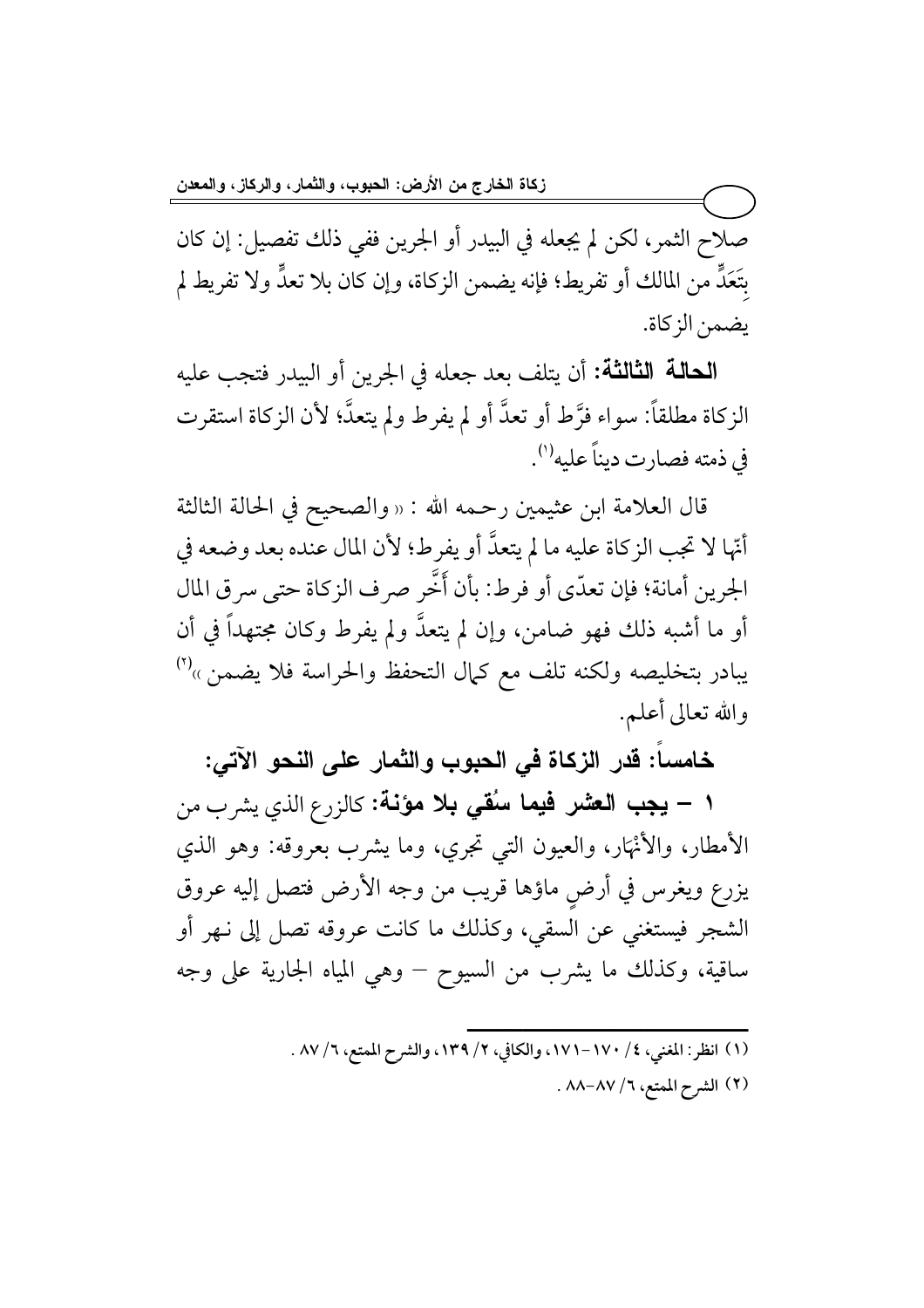صلاح الثمر، لكن لم يجعله في البيدر أو الجرين ففي ذلك تفصيل: إن كان بِتَعَدٍّ من المالك أو تفريط؛ فإنه يضمن الزكاة، وإن كان بلا تعدٍّ ولا تفريط لم يضمن الزكاة.

**الحالة الثالثة:** أن يتلف بعد جعله في الجرين أو البيدر فتجب عليه الزكاة مطلقاً: سواء فرَّط أو تعدَّ أو لم يفرط ولم يتعدَّ؛ لأن الزكاة استقرت في ذمته فصارت ديناً عليه[1].

قال العلامة ابن عثيمين رحمه الله : « والصحيح في الحالة الثالثة أنّها لا تجب الزكاة عليه ما لم يتعدَّ أو يفرط؛ لأن المال عنده بعد وضعه في الجرين أمانة؛ فإن تعدّى أو فرط: بأن أَخَّر صرف الزكاة حتى سرق المال أو ما أشبه ذلك فهو ضامن، وإن لم يتعدَّ ولم يفرط وكان مجتهداً في أن يبادر بتخليصه ولكنه تلف مع كمال التحفظ والحراسة فلا يضمن »[2] والله تعالى أعلم.

## خامساً: قدر الزكاة في الحبوب والثمار على النحو الآتي:

**١ – يجب العشر فيما سُقي بلا مؤنة:** كالزرع الذي يشرب من الأمطار، والأَنْهَار، والعيون التي تجري، وما يشرب بعروقه: وهو الذي يزرع ويغرس في أرضٍ ماؤها قريب من وجه الأرض فتصل إليه عروق الشجر فيستغني عن السقي، وكذلك ما كانت عروقه تصل إلى نهر أو ساقية، وكذلك ما يشرب من السيوح – وهي المياه الجارية على وجه

---

(١) انظر: المغني، ٤/ ١٧٠-١٧١، والكافي، ٢/ ١٣٩، والشرح الممتع، ٦/ ٨٧ .

(٢) الشرح الممتع، ٦/ ٨٧-٨٨ .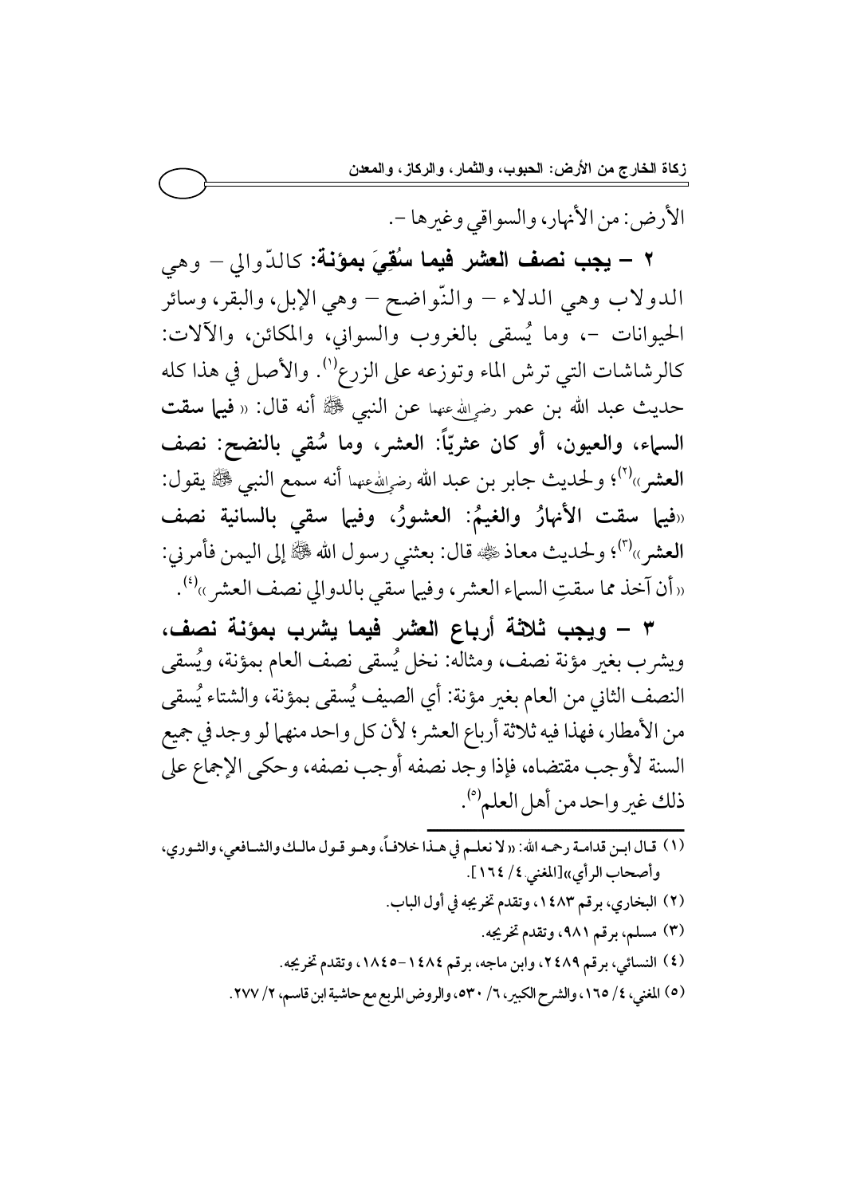الأرض: من الأنهار، والسواقي وغيرها –.

**٢ – يجب نصف العشر فيما سُقِيَ بمؤنة:** كالدّوالي – وهي الدولاب وهي الدلاء – والنّواضح – وهي الإبل، والبقر، وسائر الحيوانات –، وما يُسقى بالغروب والسواني، والمكائن، والآلات: كالرشاشات التي ترش الماء وتوزعه على الزرع[١]. والأصل في هذا كله حديث عبد الله بن عمر رضي الله عنهما عن النبي ﷺ أنه قال: «**فيما سقت السماء، والعيون، أو كان عثريّاً: العشر، وما سُقي بالنضح: نصف العشر**»[٢]؛ ولحديث جابر بن عبد الله رضي الله عنهما أنه سمع النبي ﷺ يقول: «**فيما سقت الأنهارُ والغيمُ: العشورُ، وفيما سقي بالسانية نصف العشر**»[٣]؛ ولحديث معاذ رضي الله عنه قال: بعثني رسول الله ﷺ إلى اليمن فأمرني: «أن آخذ مما سقتِ السماء العشر، وفيما سقي بالدوالي نصف العشر»[٤].

**٣ – ويجب ثلاثة أرباع العشر فيما يشرب بمؤنة نصف،** ويشرب بغير مؤنة نصف، ومثاله: نخل يُسقى نصف العام بمؤنة، ويُسقى النصف الثاني من العام بغير مؤنة: أي الصيف يُسقى بمؤنة، والشتاء يُسقى من الأمطار، فهذا فيه ثلاثة أرباع العشر؛ لأن كل واحد منهما لو وجد في جميع السنة لأوجب مقتضاه، فإذا وجد نصفه أوجب نصفه، وحكى الإجماع على ذلك غير واحد من أهل العلم[٥].

---

(١) قال ابن قدامة رحمه الله: «لا نعلم في هذا خلافاً، وهو قول مالك والشافعي، والثوري، وأصحاب الرأي»[المغني، ٤/ ١٦٤].

(٢) البخاري، برقم ١٤٨٣، وتقدم تخريجه في أول الباب.

(٣) مسلم، برقم ٩٨١، وتقدم تخريجه.

(٤) النسائي، برقم ٢٤٨٩، وابن ماجه، برقم ١٤٨٤–١٨٤٥، وتقدم تخريجه.

(٥) المغني، ٤/ ١٦٥، والشرح الكبير، ٦/ ٥٣٠، والروض المربع مع حاشية ابن قاسم، ٢/ ٢٧٧.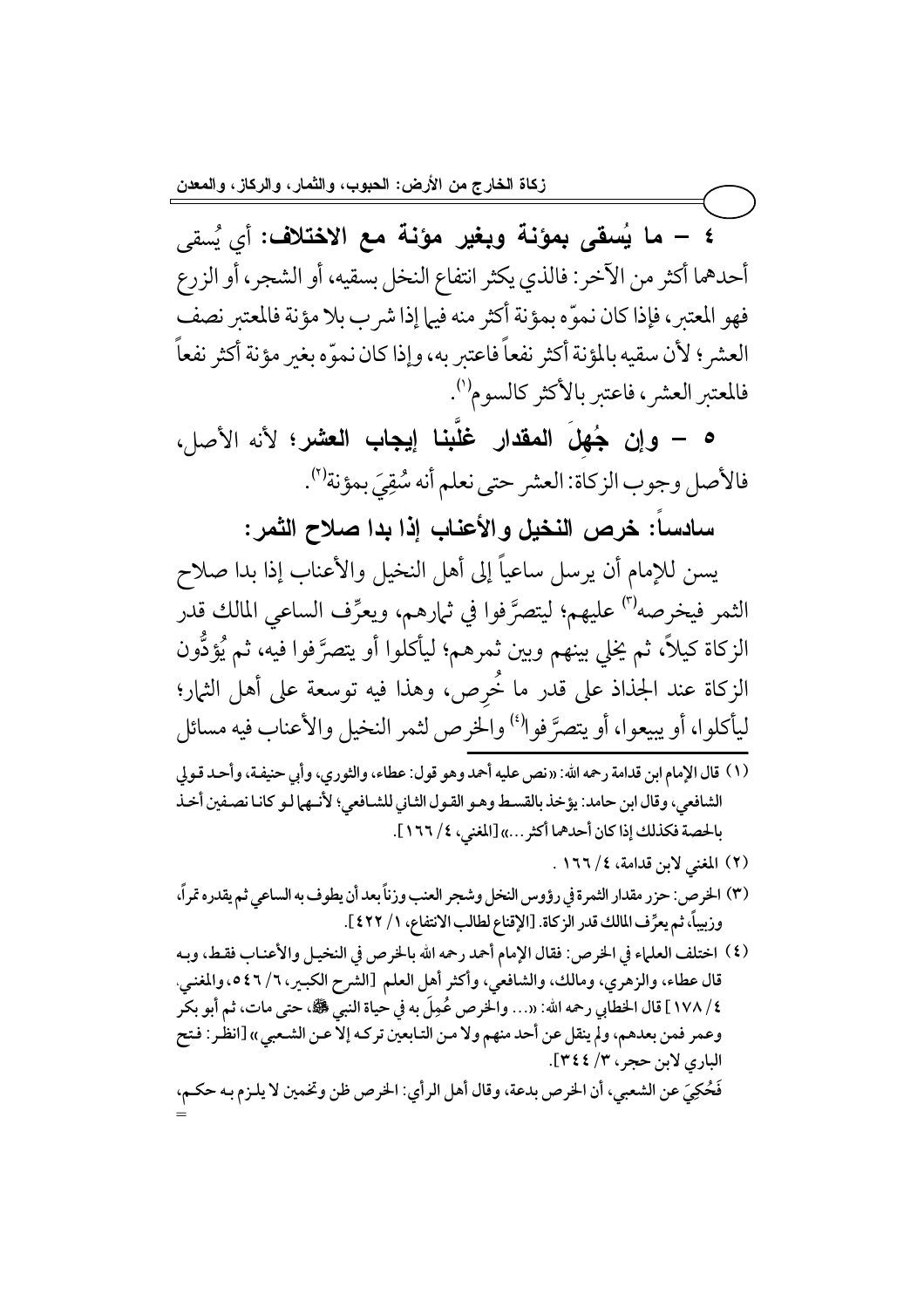**٤ – ما يُسقى بمؤنة وبغير مؤنة مع الاختلاف:** أي يُسقى أحدهما أكثر من الآخر: فالذي يكثر انتفاع النخل بسقيه، أو الشجر، أو الزرع فهو المعتبر، فإذا كان نموّه بمؤنة أكثر منه فيما إذا شرب بلا مؤنة فالمعتبر نصف العشر؛ لأن سقيه بالمؤنة أكثر نفعاً فاعتبر به، وإذا كان نموّه بغير مؤنة أكثر نفعاً فالمعتبر العشر، فاعتبر بالأكثر كالسوم[1].

**٥ – وإن جُهِلَ المقدار غلَّبنا إيجاب العشر؛** لأنه الأصل، فالأصل وجوب الزكاة: العشر حتى نعلم أنه سُقِيَ بمؤنة[2].

**سادساً: خرص النخيل والأعناب إذا بدا صلاح الثمر:**

يسن للإمام أن يرسل ساعياً إلى أهل النخيل والأعناب إذا بدا صلاح الثمر فيخرصه[3] عليهم؛ ليتصرَّفوا في ثمارهم، ويعرِّف الساعي المالك قدر الزكاة كيلاً، ثم يخلي بينهم وبين ثمرهم؛ ليأكلوا أو يتصرَّفوا فيه، ثم يُؤدُّون الزكاة عند الجذاذ على قدر ما خُرِص، وهذا فيه توسعة على أهل الثمار؛ ليأكلوا، أو يبيعوا، أو يتصرَّفوا[4] والخرص لثمر النخيل والأعناب فيه مسائل

---

(١) قال الإمام ابن قدامة رحمه الله: «نص عليه أحمد وهو قول: عطاء، والثوري، وأبي حنيفة، وأحد قولي الشافعي، وقال ابن حامد: يؤخذ بالقسط وهو القول الثاني للشافعي؛ لأنهما لو كانا نصفين أخذ بالحصة فكذلك إذا كان أحدهما أكثر...» [المغني، ٤/ ١٦٦].

(٢) المغني لابن قدامة، ٤/ ١٦٦ .

(٣) الخرص: حزر مقدار الثمرة في رؤوس النخل وشجر العنب وزناً بعد أن يطوف به الساعي ثم يقدره تمراً، وزبيباً، ثم يعرِّف المالك قدر الزكاة. [الإقناع لطالب الانتفاع، ١/ ٤٢٢].

(٤) اختلف العلماء في الخرص: فقال الإمام أحمد رحمه الله بالخرص في النخيل والأعناب فقط، وبه قال عطاء، والزهري، ومالك، والشافعي، وأكثر أهل العلم [الشرح الكبير، ٦/ ٥٤٦، والمغني، ٤/ ١٧٨] قال الخطابي رحمه الله: «... والخرص عُمِلَ به في حياة النبي ﷺ، حتى مات، ثم أبو بكر وعمر فمن بعدهم، ولم ينقل عن أحد منهم ولا من التابعين تركه إلا عن الشعبي» [انظر: فتح الباري لابن حجر، ٣/ ٣٤٤].

فَحُكِيَ عن الشعبي، أن الخرص بدعة، وقال أهل الرأي: الخرص ظن وتخمين لا يلزم به حكم، =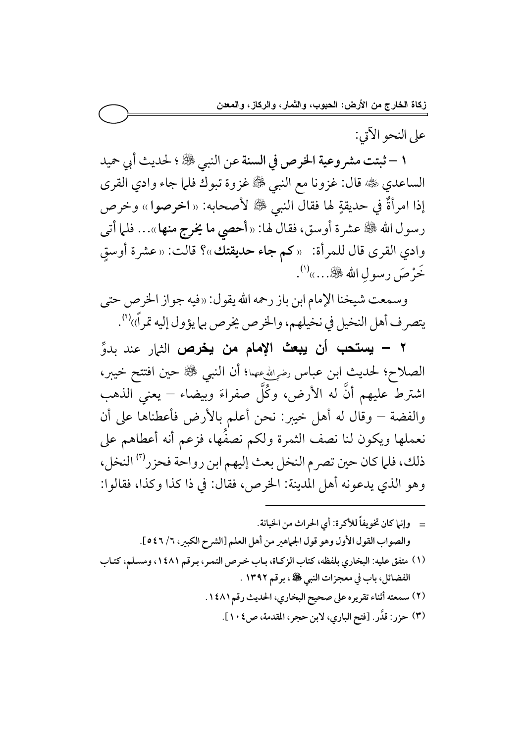على النحو الآتي:

**١ – ثبتت مشروعية الخرص في السنة** عن النبي ﷺ؛ لحديث أبي حميد الساعدي رضي الله عنه قال: غزونا مع النبي ﷺ غزوة تبوك فلما جاء وادي القرى إذا امرأةٌ في حديقةٍ لها فقال النبي ﷺ لأصحابه: «**اخرصوا**» وخرص رسول الله ﷺ عشرة أوسق، فقال لها: «**أحصي ما يخرج منها**»... فلما أتى وادي القرى قال للمرأة: «**كم جاء حديقتك**»؟ قالت: «عشرة أوسقٍ خَرْصَ رسولِ الله ﷺ...»[١].

وسمعت شيخنا الإمام ابن باز رحمه الله يقول: «فيه جواز الخرص حتى يتصرف أهل النخيل في نخيلهم، والخرص يخرص بما يؤول إليه تمراً»[٢].

**٢ – يستحب أن يبعث الإمام من يخرص** الثمار عند بدوِّ الصلاح؛ لحديث ابن عباس رضي الله عنهما؛ أن النبي ﷺ حين افتتح خيبر، اشترط عليهم أنَّ له الأرض، وكُلَّ صفراءَ وبيضاء – يعني الذهب والفضة – وقال له أهل خيبر: نحن أعلم بالأرض فأعطناها على أن نعملها ويكون لنا نصف الثمرة ولكم نصفُها، فزعم أنه أعطاهم على ذلك، فلما كان حين تصرم النخل بعث إليهم ابن رواحة فحزر[٣] النخل، وهو الذي يدعونه أهل المدينة: الخرص، فقال: في ذا كذا وكذا، فقالوا:

---

= وإنما كان تخويفاً للأكرة: أي الحراث من الخيانة.

والصواب القول الأول وهو قول الجماهير من أهل العلم [الشرح الكبير، ٦/ ٥٤٦].

(١) متفق عليه: البخاري بلفظه، كتاب الزكاة، باب خرص التمر، برقم ١٤٨١، ومسلم، كتاب الفضائل، باب في معجزات النبي ﷺ، برقم ١٣٩٢.

(٢) سمعته أثناء تقريره على صحيح البخاري، الحديث رقم ١٤٨١.

(٣) حزر: قدَّر. [فتح الباري، لابن حجر، المقدمة، ص١٠٤].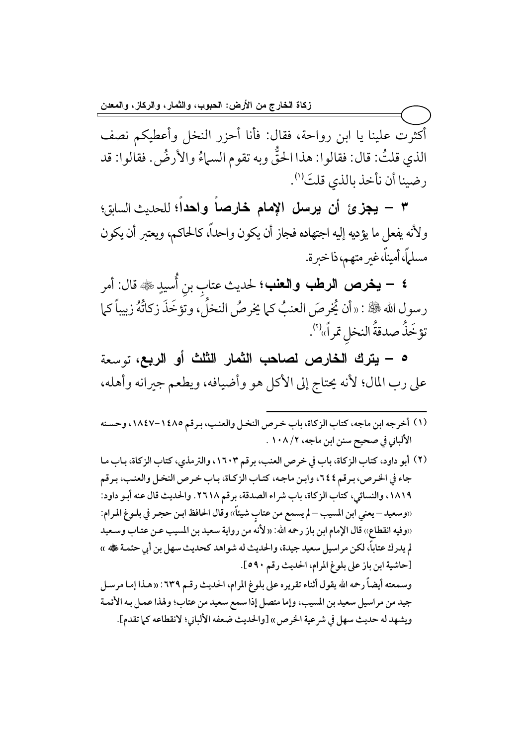أكثرت علينا يا ابن رواحة، فقال: فأنا أحزر النخل وأعطيكم نصف الذي قلتُ: قال: فقالوا: هذا الحقُّ وبه تقوم السماءُ والأرضُ. فقالوا: قد رضينا أن نأخذ بالذي قلتَ[1].

**٣ – يجزئ أن يرسل الإمام خارصاً واحداً؛** للحديث السابق؛ ولأنه يفعل ما يؤديه إليه اجتهاده فجاز أن يكون واحداً، كالحاكم، ويعتبر أن يكون مسلماً، أميناً، غير متهم، ذا خبرة.

**٤ – يخرص الرطب والعنب؛** لحديث عتاب بن أُسيدٍ ﷺ قال: أمر رسول الله ﷺ: «أن يُخرصَ العنبُ كما يخرصُ النخلُ، وتؤخَذَ زكاتُهُ زبيباً كما تؤخَذُ صدقةُ النخلِ تمراً»[2].

**٥ – يترك الخارص لصاحب الثمار الثلث أو الربع،** توسعة على رب المال؛ لأنه يحتاج إلى الأكل هو وأضيافه، ويطعم جيرانه وأهله،

---

(١) أخرجه ابن ماجه، كتاب الزكاة، باب خرص النخل والعنب، برقم ١٤٨٥-١٨٤٧، وحسنه الألباني في صحيح سنن ابن ماجه، ٢/ ١٠٨ .

(٢) أبو داود، كتاب الزكاة، باب في خرص العنب، برقم ١٦٠٣، والترمذي، كتاب الزكاة، باب ما جاء في الخرص، برقم ٦٤٤، وابن ماجه، كتاب الزكاة، باب خرص النخل والعنب، برقم ١٨١٩، والنسائي، كتاب الزكاة، باب شراء الصدقة، برقم ٢٦١٨. والحديث قال عنه أبو داود: «وسعيد – يعني ابن المسيب – لم يسمع من عتابٍ شيئاً» وقال الحافظ ابن حجر في بلوغ المرام: «وفيه انقطاع» قال الإمام ابن باز رحمه الله: «لأنه من رواية سعيد بن المسيب عن عتاب وسعيد لم يدرك عتاباً، لكن مراسيل سعيد جيدة، والحديث له شواهد كحديث سهل بن أبي حثمة ﷺ» [حاشية ابن باز على بلوغ المرام، الحديث رقم ٥٩٠].

وسمعته أيضاً رحمه الله يقول أثناء تقريره على بلوغ المرام، الحديث رقم ٦٣٩: «هذا إما مرسل جيد من مراسيل سعيد بن المسيب، وإما متصل إذا سمع سعيد من عتاب؛ ولهذا عمل به الأئمة ويشهد له حديث سهل في شرعية الخرص» [والحديث ضعفه الألباني؛ لانقطاعه كما تقدم].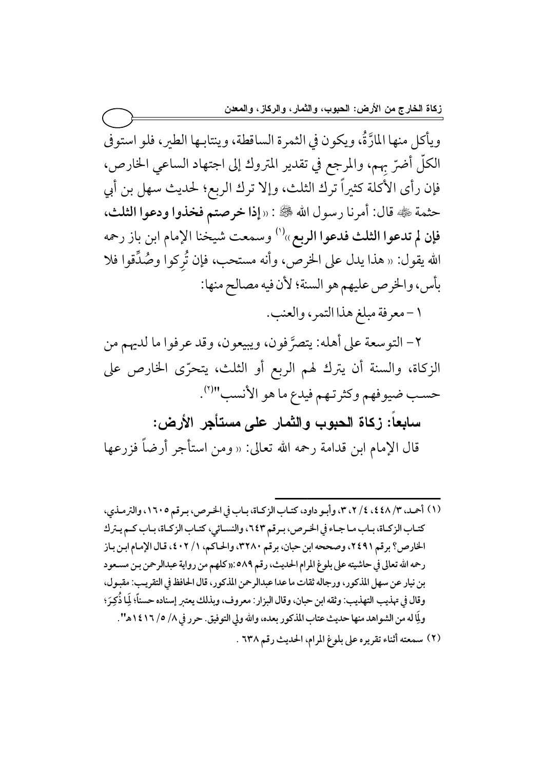ويأكل منها المارَّةُ، ويكون في الثمرة الساقطة، وينتابها الطير، فلو استوفى الكلّ أضرّ بهم، والمرجع في تقدير المتروك إلى اجتهاد الساعي الخارص، فإن رأى الأكلة كثيراً ترك الثلث، وإلا ترك الربع؛ لحديث سهل بن أبي حثمة ﷺ قال: أمرنا رسول الله ﷺ: «**إذا خرصتم فخذوا ودعوا الثلث، فإن لم تدعوا الثلث فدعوا الربع**»[1] وسمعت شيخنا الإمام ابن باز رحمه الله يقول: «هذا يدل على الخرص، وأنه مستحب، فإن تُرِكوا وصُدِّقوا فلا بأس، والخرص عليهم هو السنة؛ لأن فيه مصالح منها:

١- معرفة مبلغ هذا التمر، والعنب.

٢- التوسعة على أهله: يتصرَّفون، ويبيعون، وقد عرفوا ما لديهم من الزكاة، والسنة أن يترك لهم الربع أو الثلث، يتحرّى الخارص على حسب ضيوفهم وكثرتهم فيدع ما هو الأنسب"[2].

## سابعاً: زكاة الحبوب والثمار على مستأجر الأرض:

قال الإمام ابن قدامة رحمه الله تعالى: «ومن استأجر أرضاً فزرعها

---

(١) أحمد، ٣/ ٤٤٨، ٤/ ٢، ٣، وأبو داود، كتاب الزكاة، باب في الخرص، برقم ١٦٠٥، والترمذي، كتاب الزكاة، باب ما جاء في الخرص، برقم ٦٤٣، والنسائي، كتاب الزكاة، باب كم يترك الخارص؟ برقم ٢٤٩١، وصححه ابن حبان، برقم ٣٢٨٠، والحاكم، ١/ ٤٠٢، قال الإمام ابن باز رحمه الله تعالى في حاشيته على بلوغ المرام الحديث، رقم ٥٨٩: «كلهم من رواية عبدالرحمن بن مسعود بن نيار عن سهل المذكور، ورجاله ثقات ما عدا عبدالرحمن المذكور، قال الحافظ في التقريب: مقبول، وقال في تهذيب التهذيب: وثقه ابن حبان، وقال البزار: معروف، وبذلك يعتبر إسناده حسناً؛ لِما ذُكِرَ؛ ولِما له من الشواهد منها حديث عتاب المذكور بعده، والله ولي التوفيق. حرر في ٨/ ٥/ ١٤١٦هـ".

(٢) سمعته أثناء تقريره على بلوغ المرام، الحديث رقم ٦٣٨ .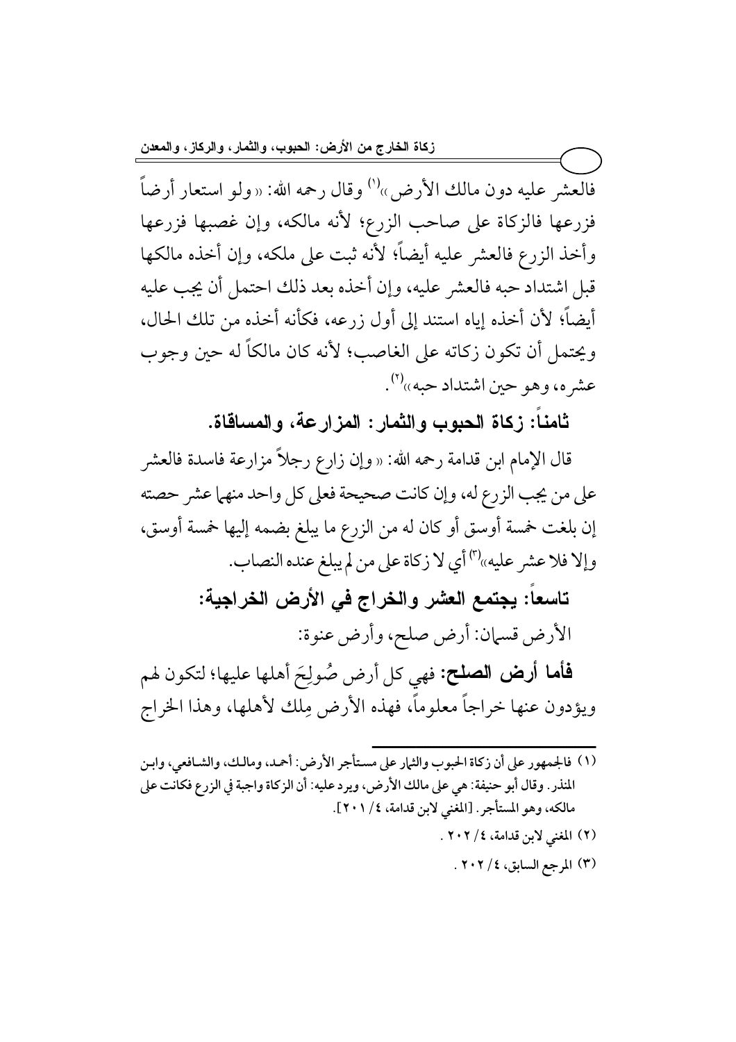فالعشر عليه دون مالك الأرض»[1] وقال رحمه الله: «ولو استعار أرضاً فزرعها فالزكاة على صاحب الزرع؛ لأنه مالكه، وإن غصبها فزرعها وأخذ الزرع فالعشر عليه أيضاً؛ لأنه ثبت على ملكه، وإن أخذه مالكها قبل اشتداد حبه فالعشر عليه، وإن أخذه بعد ذلك احتمل أن يجب عليه أيضاً؛ لأن أخذه إياه استند إلى أول زرعه، فكأنه أخذه من تلك الحال، ويحتمل أن تكون زكاته على الغاصب؛ لأنه كان مالكاً له حين وجوب عشره، وهو حين اشتداد حبه»[2].

## ثامناً: زكاة الحبوب والثمار: المزارعة، والمساقاة.

قال الإمام ابن قدامة رحمه الله: «وإن زارع رجلاً مزارعة فاسدة فالعشر على من يجب الزرع له، وإن كانت صحيحة فعلى كل واحد منهما عشر حصته إن بلغت خمسة أوسق أو كان له من الزرع ما يبلغ بضمه إليها خمسة أوسق، وإلا فلا عشر عليه»[3] أي لا زكاة على من لم يبلغ عنده النصاب.

## تاسعاً: يجتمع العشر والخراج في الأرض الخراجية:

الأرض قسمان: أرض صلح، وأرض عنوة:

**فأما أرض الصلح:** فهي كل أرض صُولِحَ أهلها عليها؛ لتكون لهم ويؤدون عنها خراجاً معلوماً، فهذه الأرض مِلك لأهلها، وهذا الخراج

---

(١) فالجمهور على أن زكاة الحبوب والثمار على مستأجر الأرض: أحمد، ومالك، والشافعي، وابن المنذر. وقال أبو حنيفة: هي على مالك الأرض، ويرد عليه: أن الزكاة واجبة في الزرع فكانت على مالكه، وهو المستأجر. [المغني لابن قدامة، ٤/ ٢٠١].

(٢) المغني لابن قدامة، ٤/ ٢٠٢ .

(٣) المرجع السابق، ٤/ ٢٠٢ .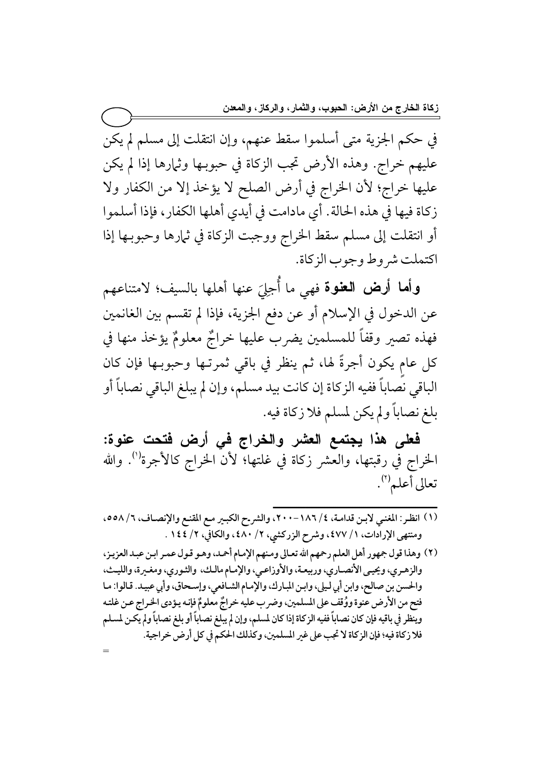في حكم الجزية متى أسلموا سقط عنهم، وإن انتقلت إلى مسلم لم يكن عليهم خراج. وهذه الأرض تجب الزكاة في حبوبها وثمارها إذا لم يكن عليها خراج؛ لأن الخراج في أرض الصلح لا يؤخذ إلا من الكفار ولا زكاة فيها في هذه الحالة. أي مادامت في أيدي أهلها الكفار، فإذا أسلموا أو انتقلت إلى مسلم سقط الخراج ووجبت الزكاة في ثمارها وحبوبها إذا اكتملت شروط وجوب الزكاة.

**وأما أرض العنوة** فهي ما أُجلِيَ عنها أهلها بالسيف؛ لامتناعهم عن الدخول في الإسلام أو عن دفع الجزية، فإذا لم تقسم بين الغانمين فهذه تصير وقفاً للمسلمين يضرب عليها خراجٌ معلومٌ يؤخذ منها في كل عامٍ يكون أجرةً لها، ثم ينظر في باقي ثمرتها وحبوبها فإن كان الباقي نصاباً ففيه الزكاة إن كانت بيد مسلم، وإن لم يبلغ الباقي نصاباً أو بلغ نصاباً ولم يكن لمسلم فلا زكاة فيه.

**فعلى هذا يجتمع العشر والخراج في أرض فتحت عنوة:** الخراج في رقبتها، والعشر زكاة في غلتها؛ لأن الخراج كالأجرة[1]. والله تعالى أعلم[2].

---

(١) انظر: المغني لابن قدامة، ٤/ ١٨٦-٢٠٠، والشرح الكبير مع المقنع والإنصاف، ٦/ ٥٥٨، ومنتهى الإرادات، ١/ ٤٧٧، وشرح الزركشي، ٢/ ٤٨٠، والكافي، ٢/ ١٤٤ .

(٢) وهذا قول جمهور أهل العلم رحمهم الله تعالى ومنهم الإمام أحمد، وهو قول عمر ابن عبد العزيز، والزهري، ويحيى الأنصاري، وربيعة، والأوزاعي، والإمام مالك، والثوري، ومغيرة، والليث، والحسن بن صالح، وابن أبي ليلى، وابن المبارك، والإمام الشافعي، وإسحاق، وأبي عبيد. قالوا: ما فتح من الأرض عنوة ووُقف على المسلمين، وضرب عليه خراجٌ معلومٌ فإنه يؤدى الخراج عن غلته وينظر في باقيه فإن كان نصاباً ففيه الزكاة إذا كان لمسلم، وإن لم يبلغ نصاباً أو بلغ نصاباً ولم يكن لمسلم فلا زكاة فيه؛ فإن الزكاة لا تجب على غير المسلمين، وكذلك الحكم في كل أرض خراجية.

=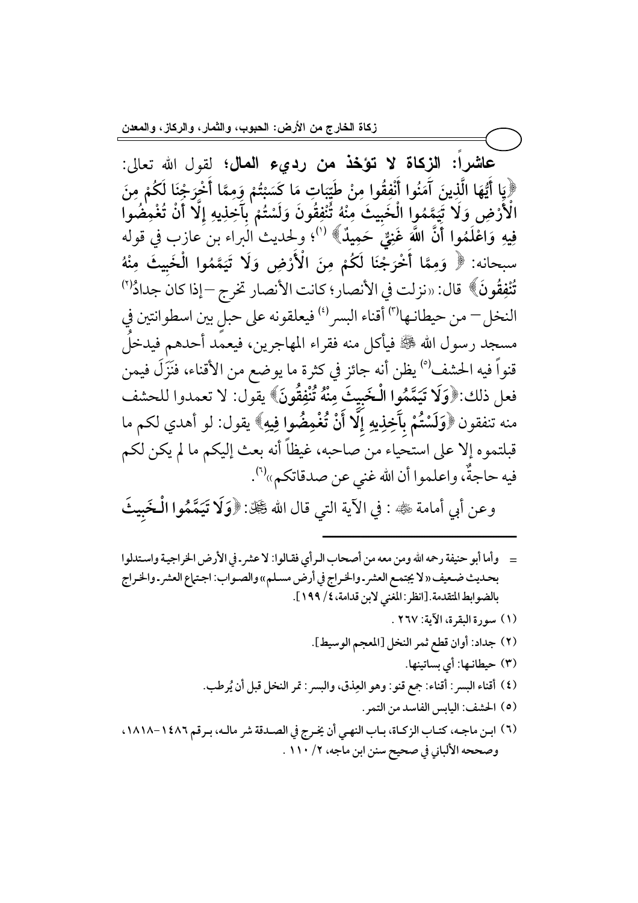**عاشراً: الزكاة لا تؤخذ من رديء المال؛** لقول الله تعالى: ﴿يَا أَيُّهَا الَّذِينَ آمَنُوا أَنْفِقُوا مِنْ طَيِّبَاتِ مَا كَسَبْتُمْ وَمِمَّا أَخْرَجْنَا لَكُمْ مِنَ الْأَرْضِ وَلَا تَيَمَّمُوا الْخَبِيثَ مِنْهُ تُنْفِقُونَ وَلَسْتُمْ بِآخِذِيهِ إِلَّا أَنْ تُغْمِضُوا فِيهِ وَاعْلَمُوا أَنَّ اللَّهَ غَنِيٌّ حَمِيدٌ﴾ (1)؛ ولحديث البراء بن عازب في قوله سبحانه: ﴿ وَمِمَّا أَخْرَجْنَا لَكُمْ مِنَ الْأَرْضِ وَلَا تَيَمَّمُوا الْخَبِيثَ مِنْهُ تُنْفِقُونَ﴾ قال: «نزلت في الأنصار؛ كانت الأنصار تخرج –إذا كان جدادُ(2) النخل– من حيطانها(3) أقناء البسر(4) فيعلقونه على حبلٍ بين اسطوانتين في مسجد رسول الله ﷺ فيأكل منه فقراء المهاجرين، فيعمد أحدهم فيدخل قنواً فيه الحشف(5) يظن أنه جائز في كثرة ما يوضع من الأقناء، فنَزَلَ فيمن فعل ذلك: ﴿وَلَا تَيَمَّمُوا الْخَبِيثَ مِنْهُ تُنْفِقُونَ﴾ يقول: لا تعمدوا للحشف منه تنفقون ﴿وَلَسْتُمْ بِآخِذِيهِ إِلَّا أَنْ تُغْمِضُوا فِيهِ﴾ يقول: لو أهدي لكم ما قبلتموه إلا على استحياء من صاحبه، غيظاً أنه بعث إليكم ما لم يكن لكم فيه حاجةٌ، واعلموا أن الله غني عن صدقاتكم»(6).

وعن أبي أمامة ﷺ : في الآية التي قال الله ﷻ: ﴿وَلَا تَيَمَّمُوا الْخَبِيثَ

---

= وأما أبو حنيفة رحمه الله ومن معه من أصحاب الرأي فقالوا: لا عشر في الأرض الخراجية واستدلوا بحديث ضعيف «لا يجتمع العشر والخراج في أرض مسلم» والصواب: اجتماع العشر والخراج بالضوابط المتقدمة. [انظر: المغني لابن قدامة، 4/ 199].

(1) سورة البقرة، الآية: 267 .

(2) جداد: أوان قطع ثمر النخل [المعجم الوسيط].

(3) حيطانها: أي بساتينها.

(4) أقناء البسر: أقناء: جمع قنو: وهو العِذق، والبسر: تمر النخل قبل أن يُرطب.

(5) الحشف: اليابس الفاسد من التمر.

(6) ابن ماجه، كتاب الزكاة، باب النهي أن يخرج في الصدقة شر ماله، برقم 1486-1818، وصححه الألباني في صحيح سنن ابن ماجه، 2/ 110 .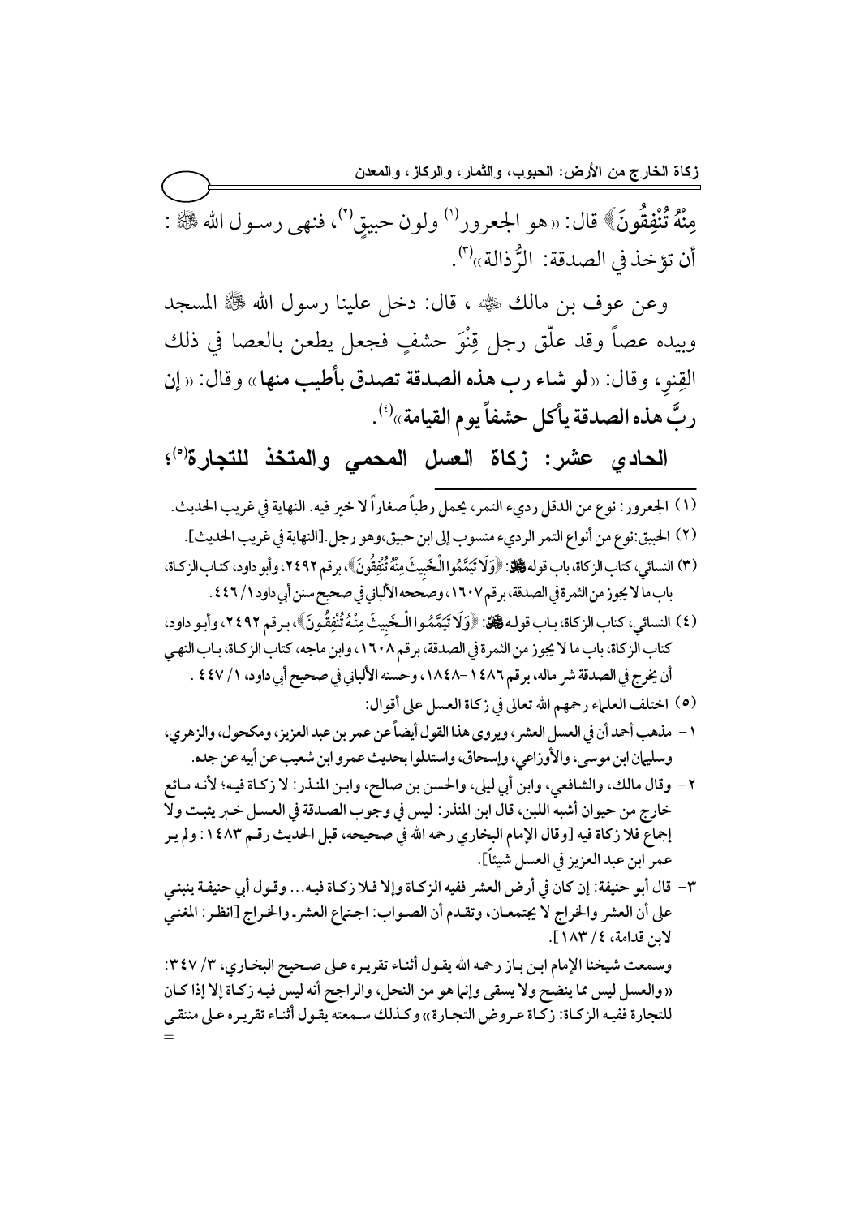مِنْهُ تُنْفِقُونَ﴾ قال: «هو الجعرور[1] ولون حبيقٍ[2]، فنهى رسول الله ﷺ: أن تؤخذ في الصدقة: الرُّذالة»[3].

وعن عوف بن مالك رضي الله عنه، قال: دخل علينا رسول الله ﷺ المسجد وبيده عصاً وقد علّق رجل قِنْوَ حشفٍ فجعل يطعن بالعصا في ذلك القِنو، وقال: «**لو شاء رب هذه الصدقة تصدق بأطيب منها**» وقال: «**إن ربَّ هذه الصدقة يأكل حشفاً يوم القيامة**»[4].

## الحادي عشر: زكاة العسل المحمي والمتخذ للتجارة[5]؛

---

(١) الجعرور: نوع من الدقل رديء التمر، يحمل رطباً صغاراً لا خير فيه. النهاية في غريب الحديث.

(٢) الحبيق: نوع من أنواع التمر الرديء منسوب إلى ابن حبيق، وهو رجل. [النهاية في غريب الحديث].

(٣) النسائي، كتاب الزكاة، باب قوله ﷻ: ﴿وَلَا تَيَمَّمُوا الْخَبِيثَ مِنْهُ تُنْفِقُونَ﴾، برقم ٢٤٩٢، وأبو داود، كتاب الزكاة، باب ما لا يجوز من الثمرة في الصدقة، برقم ١٦٠٧، وصححه الألباني في صحيح سنن أبي داود ١/ ٤٤٦.

(٤) النسائي، كتاب الزكاة، باب قوله ﷻ: ﴿وَلَا تَيَمَّمُوا الْخَبِيثَ مِنْهُ تُنْفِقُونَ﴾، برقم ٢٤٩٢، وأبو داود، كتاب الزكاة، باب ما لا يجوز من الثمرة في الصدقة، برقم ١٦٠٨، وابن ماجه، كتاب الزكاة، باب النهي أن يخرج في الصدقة شر ماله، برقم ١٤٨٦ –١٨٤٨، وحسنه الألباني في صحيح أبي داود، ١/ ٤٤٧.

(٥) اختلف العلماء رحمهم الله تعالى في زكاة العسل على أقوال:

١ – مذهب أحمد أن في العسل العشر، ويروى هذا القول أيضاً عن عمر بن عبد العزيز، ومكحول، والزهري، وسليمان ابن موسى، والأوزاعي، وإسحاق، واستدلوا بحديث عمرو ابن شعيب عن أبيه عن جده.

٢ – وقال مالك، والشافعي، وابن أبي ليلى، والحسن بن صالح، وابن المنذر: لا زكاة فيه؛ لأنه مائع خارج من حيوان أشبه اللبن، قال ابن المنذر: ليس في وجوب الصدقة في العسل خبر يثبت ولا إجماع فلا زكاة فيه [وقال الإمام البخاري رحمه الله في صحيحه، قبل الحديث رقم ١٤٨٣: لم يرَ عمر ابن عبد العزيز في العسل شيئاً].

٣ – قال أبو حنيفة: إن كان في أرض العشر ففيه الزكاة وإلا فلا زكاة فيه... وقول أبي حنيفة ينبني على أن العشر والخراج لا يجتمعان، وتقدم أن الصواب: اجتماع العشر والخراج [انظر: المغني لابن قدامة، ٤/ ١٨٣].

وسمعت شيخنا الإمام ابن باز رحمه الله يقول أثناء تقريره على صحيح البخاري، ٣/ ٣٤٧: «والعسل ليس مما ينضح ولا يسقى وإنما هو من النحل، والراجح أنه ليس فيه زكاة إلا إذا كان للتجارة ففيه الزكاة: زكاة عروض التجارة» وكذلك سمعته يقول أثناء تقريره على منتقى =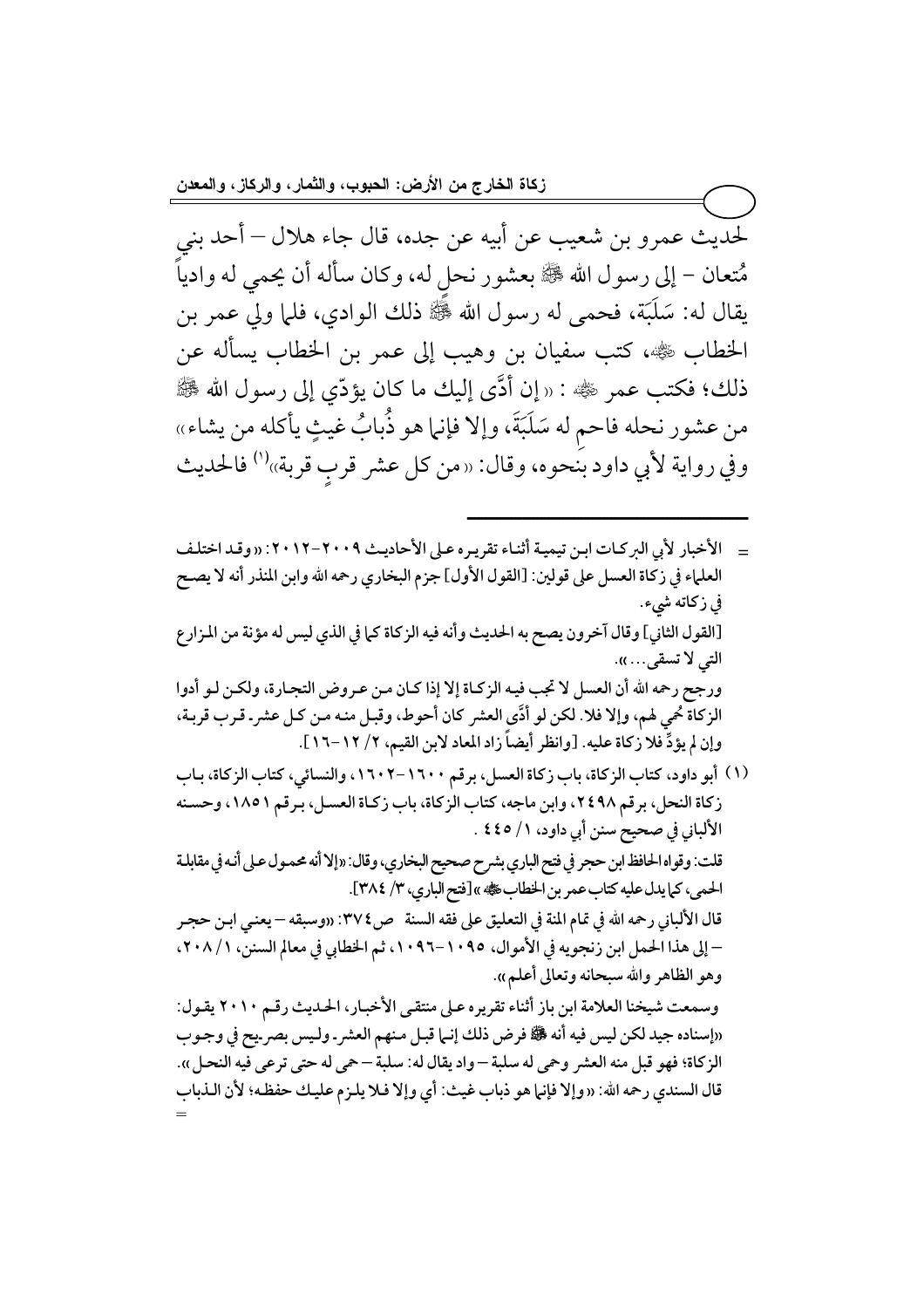لحديث عمرو بن شعيب عن أبيه عن جده، قال جاء هلال – أحد بني مُتعان – إلى رسول الله ﷺ بعشور نحلٍ له، وكان سأله أن يحمي له وادياً يقال له: سَلَبَة، فحمى له رسول الله ﷺ ذلك الوادي، فلما ولي عمر بن الخطاب ﷺ، كتب سفيان بن وهيب إلى عمر بن الخطاب يسأله عن ذلك؛ فكتب عمر ﷺ : «إن أدَّى إليك ما كان يؤدّي إلى رسول الله ﷺ من عشور نحله فاحمِ له سَلَبَةَ، وإلا فإنما هو ذُبابُ غيثٍ يأكله من يشاء» وفي رواية لأبي داود بنحوه، وقال: «من كل عشر قربٍ قربة»[1] فالحديث

---

= الأخبار لأبي البركات ابن تيمية أثناء تقريره على الأحاديث ٢٠٠٩-٢٠١٢: «وقد اختلف العلماء في زكاة العسل على قولين: [القول الأول] جزم البخاري رحمه الله وابن المنذر أنه لا يصح في زكاته شيء.

[القول الثاني] وقال آخرون يصح به الحديث وأنه فيه الزكاة كما في الذي ليس له مؤنة من المزارع التي لا تسقى...».

ورجح رحمه الله أن العسل لا تجب فيه الزكاة إلا إذا كان من عروض التجارة، ولكن لو أدوا الزكاة حُمي لهم، وإلا فلا. لكن لو أدَّى العشر كان أحوط، وقبل منه من كل عشر قرب قربة، وإن لم يؤدِّ فلا زكاة عليه. [وانظر أيضاً زاد المعاد لابن القيم، ٢/ ١٢-١٦].

(١) أبو داود، كتاب الزكاة، باب زكاة العسل، برقم ١٦٠٠-١٦٠٢، والنسائي، كتاب الزكاة، باب زكاة النحل، برقم ٢٤٩٨، وابن ماجه، كتاب الزكاة، باب زكاة العسل، برقم ١٨٥١، وحسنه الألباني في صحيح سنن أبي داود، ١/ ٤٤٥ .

قلت: وقواه الحافظ ابن حجر في فتح الباري بشرح صحيح البخاري، وقال: «إلا أنه محمول على أنه في مقابلة الحمى، كما يدل عليه كتاب عمر بن الخطاب ﷺ» [فتح الباري، ٣/ ٣٨٤].

قال الألباني رحمه الله في تمام المنة في التعليق على فقه السنة ص٣٧٤: «وسبقه – يعني ابن حجر – إلى هذا الحمل ابن زنجويه في الأموال، ١٠٩٥-١٠٩٦، ثم الخطابي في معالم السنن، ١/ ٢٠٨، وهو الظاهر والله سبحانه وتعالى أعلم».

وسمعت شيخنا العلامة ابن باز أثناء تقريره على منتقى الأخبار، الحديث رقم ٢٠١٠ يقول: «إسناده جيد لكن ليس فيه أنه ﷺ فرض ذلك إنما قبل منهم العشر. وليس بصريح في وجوب الزكاة؛ فهو قبل منه العشر وحمى له سلبة – واد يقال له: سلبة – حمى له حتى ترعى فيه النحل».

قال السندي رحمه الله: «وإلا فإنما هو ذباب غيث: أي وإلا فلا يلزم عليك حفظه؛ لأن الذباب =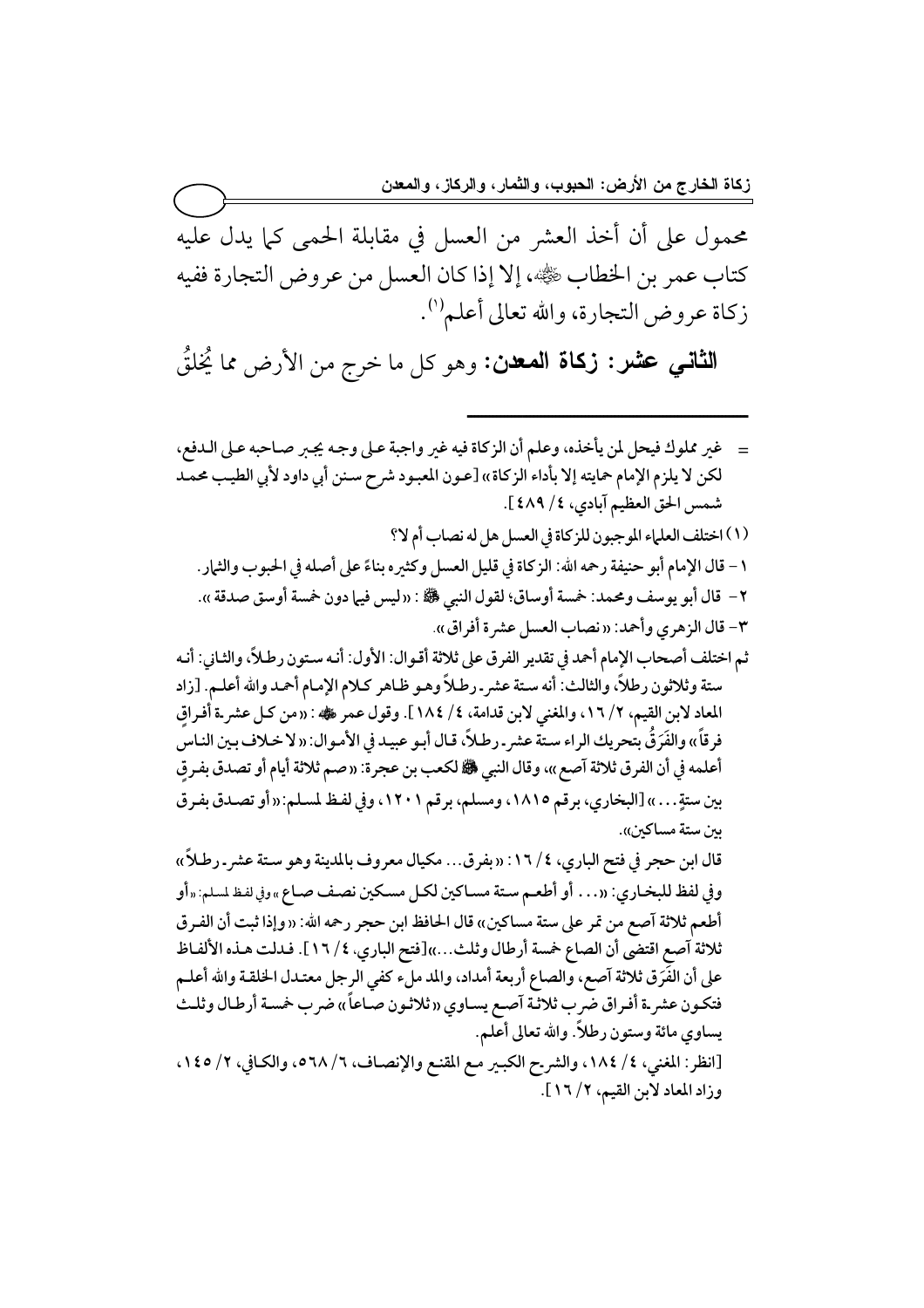محمول على أن أخذ العشر من العسل في مقابلة الحمى كما يدل عليه كتاب عمر بن الخطاب ﷺ، إلا إذا كان العسل من عروض التجارة ففيه زكاة عروض التجارة، والله تعالى أعلم[1].

**الثاني عشر: زكاة المعدن:** وهو كل ما خرج من الأرض مما يُخلَقُ

---

= غير مملوك فيحل لمن يأخذه، وعلم أن الزكاة فيه غير واجبة على وجه يجبر صاحبه على الدفع، لكن لا يلزم الإمام حمايته إلا بأداء الزكاة» [عون المعبود شرح سنن أبي داود لأبي الطيب محمد شمس الحق العظيم آبادي، ٤/ ٤٨٩].

(١) اختلف العلماء الموجبون للزكاة في العسل هل له نصاب أم لا؟

١ - قال الإمام أبو حنيفة رحمه الله: الزكاة في قليل العسل وكثيره بناءً على أصله في الحبوب والثمار.

٢ - قال أبو يوسف ومحمد: خمسة أوساق؛ لقول النبي ﷺ: «ليس فيما دون خمسة أوسق صدقة».

٣- قال الزهري وأحمد: «نصاب العسل عشرة أفراق».

ثم اختلف أصحاب الإمام أحمد في تقدير الفرق على ثلاثة أقوال: الأول: أنه ستون رطلاً، والثاني: أنه ستة وثلاثون رطلاً، والثالث: أنه ستة عشر رطلاً وهو ظاهر كلام الإمام أحمد والله أعلم. [زاد المعاد لابن القيم، ٢/ ١٦، والمغني لابن قدامة، ٤/ ١٨٤]. وقول عمر ﷺ: «من كل عشرة أفراقٍ فرقاً» والفَرَقُ بتحريك الراء ستة عشر رطلاً، قال أبو عبيد في الأموال: «لا خلاف بين الناس أعلمه في أن الفرق ثلاثة آصع»، وقال النبي ﷺ لكعب بن عجرة: «صم ثلاثة أيام أو تصدق بفرقٍ بين ستةٍ...» [البخاري، برقم ١٨١٥، ومسلم، برقم ١٢٠١، وفي لفظ لمسلم: «أو تصدق بفرق بين ستة مساكين»].

قال ابن حجر في فتح الباري، ٤/ ١٦: «بفرق... مكيال معروف بالمدينة وهو ستة عشر رطلاً» وفي لفظ للبخاري: «... أو أطعم ستة مساكين لكل مسكين نصف صاع» وفي لفظ لمسلم: «أو أطعم ثلاثة آصع من تمر على ستة مساكين» قال الحافظ ابن حجر رحمه الله: «وإذا ثبت أن الفرق ثلاثة آصع اقتضى أن الصاع خمسة أرطال وثلث...» [فتح الباري، ٤/ ١٦]. فدلت هذه الألفاظ على أن الفَرَق ثلاثة آصع، والصاع أربعة أمداد، والمد ملء كفي الرجل معتدل الخلقة والله أعلم فتكون عشرة أفراق ضرب ثلاثة آصع يساوي «ثلاثون صاعاً» ضرب خمسة أرطال وثلث يساوي مائة وستون رطلاً. والله تعالى أعلم.

[انظر: المغني، ٤/ ١٨٤، والشرح الكبير مع المقنع والإنصاف، ٦/ ٥٦٨، والكافي، ٢/ ١٤٥، وزاد المعاد لابن القيم، ٢/ ١٦].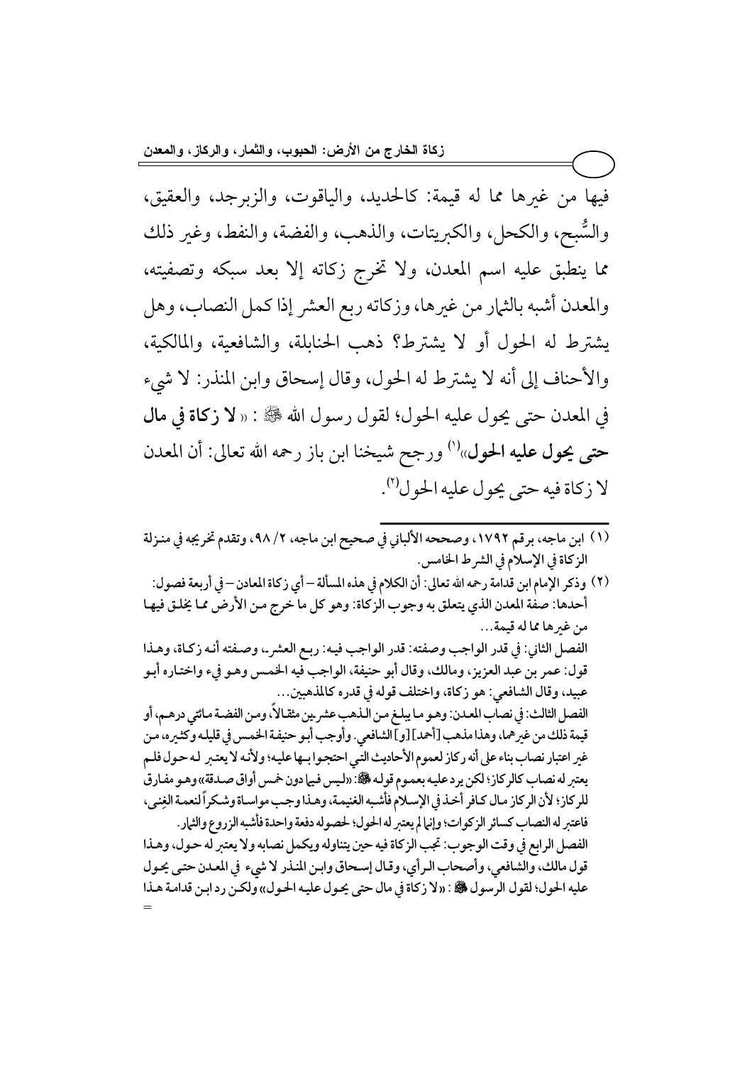فيها من غيرها مما له قيمة: كالحديد، والياقوت، والزبرجد، والعقيق، والسُّبح، والكحل، والكبريتات، والذهب، والفضة، والنفط، وغير ذلك مما ينطبق عليه اسم المعدن، ولا تخرج زكاته إلا بعد سبكه وتصفيته، والمعدن أشبه بالثمار من غيرها، وزكاته ربع العشر إذا كمل النصاب، وهل يشترط له الحول أو لا يشترط؟ ذهب الحنابلة، والشافعية، والمالكية، والأحناف إلى أنه لا يشترط له الحول، وقال إسحاق وابن المنذر: لا شيء في المعدن حتى يحول عليه الحول؛ لقول رسول الله ﷺ: «**لا زكاة في مال حتى يحول عليه الحول**»[1] ورجح شيخنا ابن باز رحمه الله تعالى: أن المعدن لا زكاة فيه حتى يحول عليه الحول[2].

---

(١) ابن ماجه، برقم ١٧٩٢، وصححه الألباني في صحيح ابن ماجه، ٢/ ٩٨، وتقدم تخريجه في منزلة الزكاة في الإسلام في الشرط الخامس.

(٢) وذكر الإمام ابن قدامة رحمه الله تعالى: أن الكلام في هذه المسألة – أي زكاة المعادن – في أربعة فصول: أحدها: صفة المعدن الذي يتعلق به وجوب الزكاة: وهو كل ما خرج من الأرض مما يخلق فيها من غيرها مما له قيمة...

الفصل الثاني: في قدر الواجب وصفته: قدر الواجب فيه: ربع العشر، وصفته أنه زكاة، وهذا قول: عمر بن عبد العزيز، ومالك، وقال أبو حنيفة، الواجب فيه الخمس وهو فيء واختاره أبو عبيد، وقال الشافعي: هو زكاة، واختلف قوله في قدره كالمذهبين...

الفصل الثالث: في نصاب المعدن: وهو ما يبلغ من الذهب عشرين مثقالاً، ومن الفضة مائتي درهم، أو قيمة ذلك من غيرهما، وهذا مذهب [أحمد] [و] الشافعي. وأوجب أبو حنيفة الخمس في قليله وكثيره، من غير اعتبار نصاب بناء على أنه ركاز لعموم الأحاديث التي احتجوا بها عليه؛ ولأنه لا يعتبر له حول فلم يعتبر له نصاب كالركاز؛ لكن يرد عليه بعموم قوله ﷺ: «ليس فيما دون خمس أواق صدقة» وهو مفارق للركاز؛ لأن الركاز مال كافر أخذ في الإسلام فأشبه الغنيمة، وهذا وجب مواساة وشكراً لنعمة الغنى، فاعتبر له النصاب كسائر الزكوات؛ وإنما لم يعتبر له الحول؛ لحصوله دفعة واحدة فأشبه الزروع والثمار.

الفصل الرابع في وقت الوجوب: تجب الزكاة فيه حين يتناوله ويكمل نصابه ولا يعتبر له حول، وهذا قول مالك، والشافعي، وأصحاب الرأي، وقال إسحاق وابن المنذر لا شيء في المعدن حتى يحول عليه الحول؛ لقول الرسول ﷺ: «لا زكاة في مال حتى يحول عليه الحول» ولكن رد ابن قدامة هذا =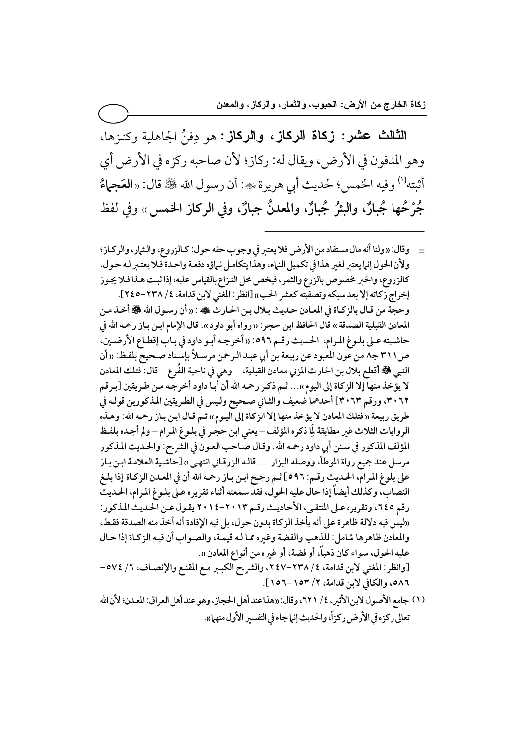**الثالث عشر: زكاة الركاز، والركاز:** هو دِفنُ الجاهلية وكنزها، وهو المدفون في الأرض، ويقال له: ركاز؛ لأن صاحبه ركزه في الأرض أي أثبته[1] وفيه الخمس؛ لحديث أبي هريرة ﷺ: أن رسول الله ﷺ قال: «**العَجماءُ جُرْحُها جُبارٌ، والبئرُ جُبارٌ، والمعدنُ جبارٌ، وفي الركاز الخمس**» وفي لفظ

---

= وقال: «ولنا أنه مال مستفاد من الأرض فلا يعتبر في وجوب حقه حول: كالزروع، والثمار، والركاز؛ ولأن الحول إنما يعتبر لغير هذا في تكميل النماء، وهذا يتكامل نماؤه دفعة واحدة فلا يعتبر له حول. كالزروع، والخبر مخصوص بالزرع والثمر، فيخص محل النزاع بالقياس عليه، إذا ثبت هذا فلا يجوز إخراج زكاته إلا بعد سبكه وتصفيته كعشر الحب» [انظر: المغني لابن قدامة، ٤/ ٢٣٨-٢٤٥].

وحجة من قال بالزكاة في المعادن حديث بلال بن الحارث ﷺ: «أن رسول الله ﷺ أخذ من المعادن القبلية الصدقة» قال الحافظ ابن حجر: «رواه أبو داود». قال الإمام ابن باز رحمه الله في حاشيته على بلوغ المرام، الحديث رقم ٥٩٦: «أخرجه أبو داود في باب إقطاع الأرضين، ص٣١١ ج٨ من عون المعبود عن ربيعة بن أبي عبد الرحمن مرسلاً بإسناد صحيح بلفظ: «أن النبي ﷺ أقطع بلال بن الحارث المزني معادن القبلية، - وهي في ناحية الفُرع - قال: فتلك المعادن لا يؤخذ منها إلا الزكاة إلى اليوم»... ثم ذكر رحمه الله أن أبا داود أخرجه من طريقين [برقم ٣٠٦٢، ورقم ٣٠٦٣] أحدهما ضعيف والثاني صحيح وليس في الطريقين المذكورين قوله في طريق ربيعة «فتلك المعادن لا يؤخذ منها إلا الزكاة إلى اليوم» ثم قال ابن باز رحمه الله: وهذه الروايات الثلاث غير مطابقة لِمَا ذكره المؤلف - يعني ابن حجر في بلوغ المرام - ولم أجده بلفظ المؤلف المذكور في سنن أبي داود رحمه الله. وقال صاحب العون في الشرح: والحديث المذكور مرسل عند جميع رواة الموطأ، ووصله البزار.... قاله الزرقاني انتهى» [حاشية العلامة ابن باز على بلوغ المرام، الحديث رقم: ٥٩٦] ثم رجح ابن باز رحمه الله أن في المعدن الزكاة إذا بلغ النصاب، وكذلك أيضاً إذا حال عليه الحول، فقد سمعته أثناء تقريره على بلوغ المرام، الحديث رقم ٦٤٥، وتقريره على المنتقى، الأحاديث رقم ٢٠١٣-٢٠١٤ يقول عن الحديث المذكور: «ليس فيه دلالة ظاهرة على أنه يأخذ الزكاة بدون حول، بل فيه الإفادة أنه أخذ منه الصدقة فقط، والمعادن ظاهرها شامل: للذهب والفضة وغيره مما له قيمة، والصواب أن فيه الزكاة إذا حال عليه الحول، سواء كان ذهباً، أو فضة، أو غيره من أنواع المعادن».

[وانظر: المغني لابن قدامة، ٤/ ٢٣٨-٢٤٧، والشرح الكبير مع المقنع والإنصاف، ٦/ ٥٧٤-٥٨٦، والكافي لابن قدامة، ٢/ ١٥٣-١٥٦].

[1] جامع الأصول لابن الأثير، ٤/ ٦٢١، وقال: «هذا عند أهل الحجاز، وهو عند أهل العراق: المعدن؛ لأن الله تعالى ركزه في الأرض ركزاً، والحديث إنما جاء في التفسير الأول منهما».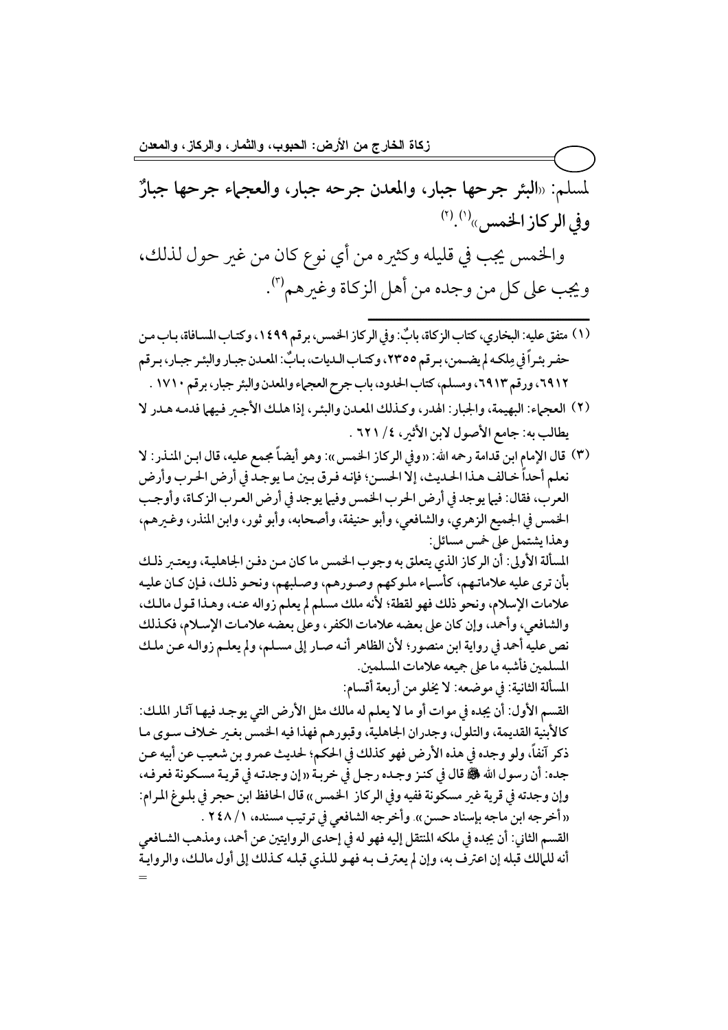لمسلم: «**البئر جرحها جبار، والمعدن جرحه جبار، والعجماء جرحها جبارٌ وفي الركاز الخمس**»[1].[2]

والخمس يجب في قليله وكثيره من أي نوع كان من غير حول لذلك، ويجب على كل من وجده من أهل الزكاة وغيرهم[3].

---

(١) متفق عليه: البخاري، كتاب الزكاة، بابٌ: وفي الركاز الخمس، برقم ١٤٩٩، وكتاب المساقاة، باب من حفر بئراً في مِلكه لم يضمن، برقم ٢٣٥٥، وكتاب الديات، بابٌ: المعدن جبار والبئر جبار، برقم ٦٩١٢، ورقم ٦٩١٣، ومسلم، كتاب الحدود، باب جرح العجماء والمعدن والبئر جبار، برقم ١٧١٠ .

(٢) العجماء: البهيمة، والجبار: الهدر، وكذلك المعدن والبئر، إذا هلك الأجير فيهما فدمه هدر لا يطالب به: جامع الأصول لابن الأثير، ٤/ ٦٢١ .

(٣) قال الإمام ابن قدامة رحمه الله: «وفي الركاز الخمس»: وهو أيضاً مجمع عليه، قال ابن المنذر: لا نعلم أحداً خالف هذا الحديث، إلا الحسن؛ فإنه فرق بين ما يوجد في أرض الحرب وأرض العرب، فقال: فيما يوجد في أرض الحرب الخمس وفيما يوجد في أرض العرب الزكاة، وأوجب الخمس في الجميع الزهري، والشافعي، وأبو حنيفة، وأصحابه، وأبو ثور، وابن المنذر، وغيرهم، وهذا يشتمل على خمس مسائل:

المسألة الأولى: أن الركاز الذي يتعلق به وجوب الخمس ما كان من دفن الجاهلية، ويعتبر ذلك بأن ترى عليه علاماتهم، كأسماء ملوكهم وصورهم، وصلبهم، ونحو ذلك، فإن كان عليه علامات الإسلام، ونحو ذلك فهو لقطة؛ لأنه ملك مسلم لم يعلم زواله عنه، وهذا قول مالك، والشافعي، وأحمد، وإن كان على بعضه علامات الكفر، وعلى بعضه علامات الإسلام، فكذلك نص عليه أحمد في رواية ابن منصور؛ لأن الظاهر أنه صار إلى مسلم، ولم يعلم زواله عن ملك المسلمين فأشبه ما على جميعه علامات المسلمين.

المسألة الثانية: في موضعه: لا يخلو من أربعة أقسام:

القسم الأول: أن يجده في موات أو ما لا يعلم له مالك مثل الأرض التي يوجد فيها آثار الملك: كالأبنية القديمة، والتلول، وجدران الجاهلية، وقبورهم فهذا فيه الخمس بغير خلاف سوى ما ذكر آنفاً، ولو وجده في هذه الأرض فهو كذلك في الحكم؛ لحديث عمرو بن شعيب عن أبيه عن جده: أن رسول الله ﷺ قال في كنز وجده رجل في خربة «إن وجدته في قرية مسكونة فعرفه، وإن وجدته في قرية غير مسكونة ففيه وفي الركاز الخمس» قال الحافظ ابن حجر في بلوغ المرام: «أخرجه ابن ماجه بإسناد حسن». وأخرجه الشافعي في ترتيب مسنده، ١/ ٢٤٨ .

القسم الثاني: أن يجده في ملكه المنتقل إليه فهو له في إحدى الروايتين عن أحمد، ومذهب الشافعي أنه للمالك قبله إن اعترف به، وإن لم يعترف به فهو للذي قبله كذلك إلى أول مالك، والرواية =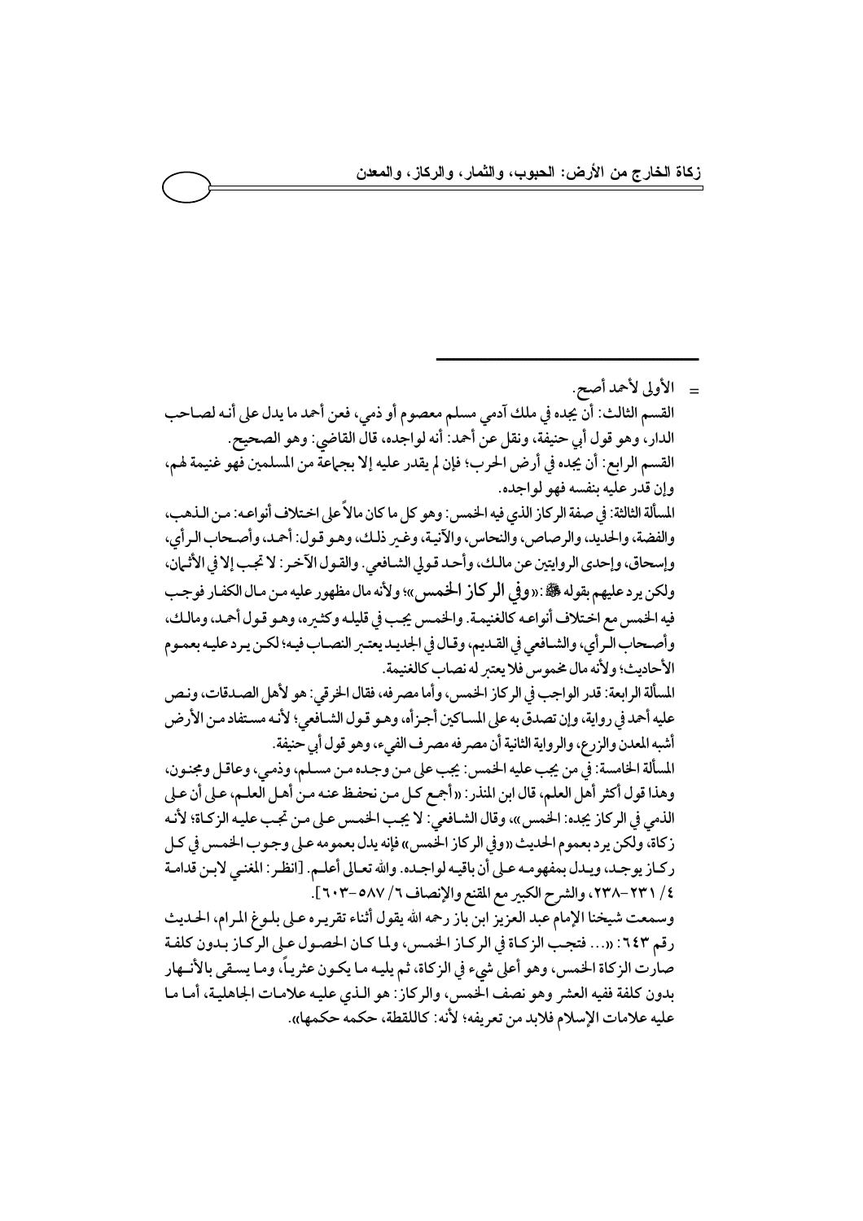= الأولى لأحمد أصح.

القسم الثالث: أن يجده في ملك آدمي مسلم معصوم أو ذمي، فعن أحمد ما يدل على أنه لصاحب الدار، وهو قول أبي حنيفة، ونقل عن أحمد: أنه لواجده، قال القاضي: وهو الصحيح.

القسم الرابع: أن يجده في أرض الحرب؛ فإن لم يقدر عليه إلا بجماعة من المسلمين فهو غنيمة لهم، وإن قدر عليه بنفسه فهو لواجده.

المسألة الثالثة: في صفة الركاز الذي فيه الخمس: وهو كل ما كان مالاً على اختلاف أنواعه: من الذهب، والفضة، والحديد، والرصاص، والنحاس، والآنية، وغير ذلك، وهو قول: أحمد، وأصحاب الرأي، وإسحاق، وإحدى الروايتين عن مالك، وأحد قولي الشافعي. والقول الآخر: لا تجب إلا في الأثمان، ولكن يرد عليهم بقوله ﷺ: «وفي الركاز الخمس»؛ ولأنه مال مظهور عليه من مال الكفار فوجب فيه الخمس مع اختلاف أنواعه كالغنيمة. والخمس يجب في قليله وكثيره، وهو قول أحمد، ومالك، وأصحاب الرأي، والشافعي في القديم، وقال في الجديد يعتبر النصاب فيه؛ لكن يرد عليه بعموم الأحاديث؛ ولأنه مال مخموس فلا يعتبر له نصاب كالغنيمة.

المسألة الرابعة: قدر الواجب في الركاز الخمس، وأما مصرفه، فقال الخرقي: هو لأهل الصدقات، ونص عليه أحمد في رواية، وإن تصدق به على المساكين أجزأه، وهو قول الشافعي؛ لأنه مستفاد من الأرض أشبه المعدن والزرع، والرواية الثانية أن مصرفه مصرف الفيء، وهو قول أبي حنيفة.

المسألة الخامسة: في من يجب عليه الخمس: يجب على من وجده من مسلم، وذمي، وعاقل ومجنون، وهذا قول أكثر أهل العلم، قال ابن المنذر: «أجمع كل من نحفظ عنه من أهل العلم، على أن على الذمي في الركاز يجده: الخمس»، وقال الشافعي: لا يجب الخمس على من تجب عليه الزكاة؛ لأنه زكاة، ولكن يرد بعموم الحديث «وفي الركاز الخمس» فإنه يدل بعمومه على وجوب الخمس في كل ركاز يوجد، ويدل بمفهومه على أن باقيه لواجده. والله تعالى أعلم. [انظر: المغني لابن قدامة ٤/ ٢٣١-٢٣٨، والشرح الكبير مع المقنع والإنصاف ٦/ ٥٨٧-٦٠٣].

وسمعت شيخنا الإمام عبد العزيز ابن باز رحمه الله يقول أثناء تقريره على بلوغ المرام، الحديث رقم ٦٤٣: «... فتجب الزكاة في الركاز الخمس، ولما كان الحصول على الركاز بدون كلفة صارت الزكاة الخمس، وهو أعلى شيء في الزكاة، ثم يليه ما يكون عثرياً، وما يسقى بالأنهار بدون كلفة ففيه العشر وهو نصف الخمس، والركاز: هو الذي عليه علامات الجاهلية، أما ما عليه علامات الإسلام فلابد من تعريفه؛ لأنه: كاللقطة، حكمه حكمها».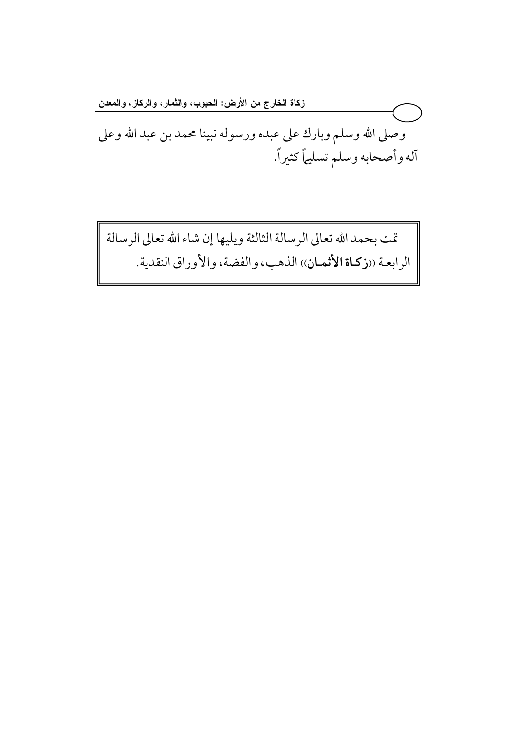وصلى الله وسلم وبارك على عبده ورسوله نبينا محمد بن عبد الله وعلى آله وأصحابه وسلم تسليماً كثيراً.

تمت بحمد الله تعالى الرسالة الثالثة ويليها إن شاء الله تعالى الرسالة الرابعة ((**زكاة الأثمان**)) الذهب، والفضة، والأوراق النقدية.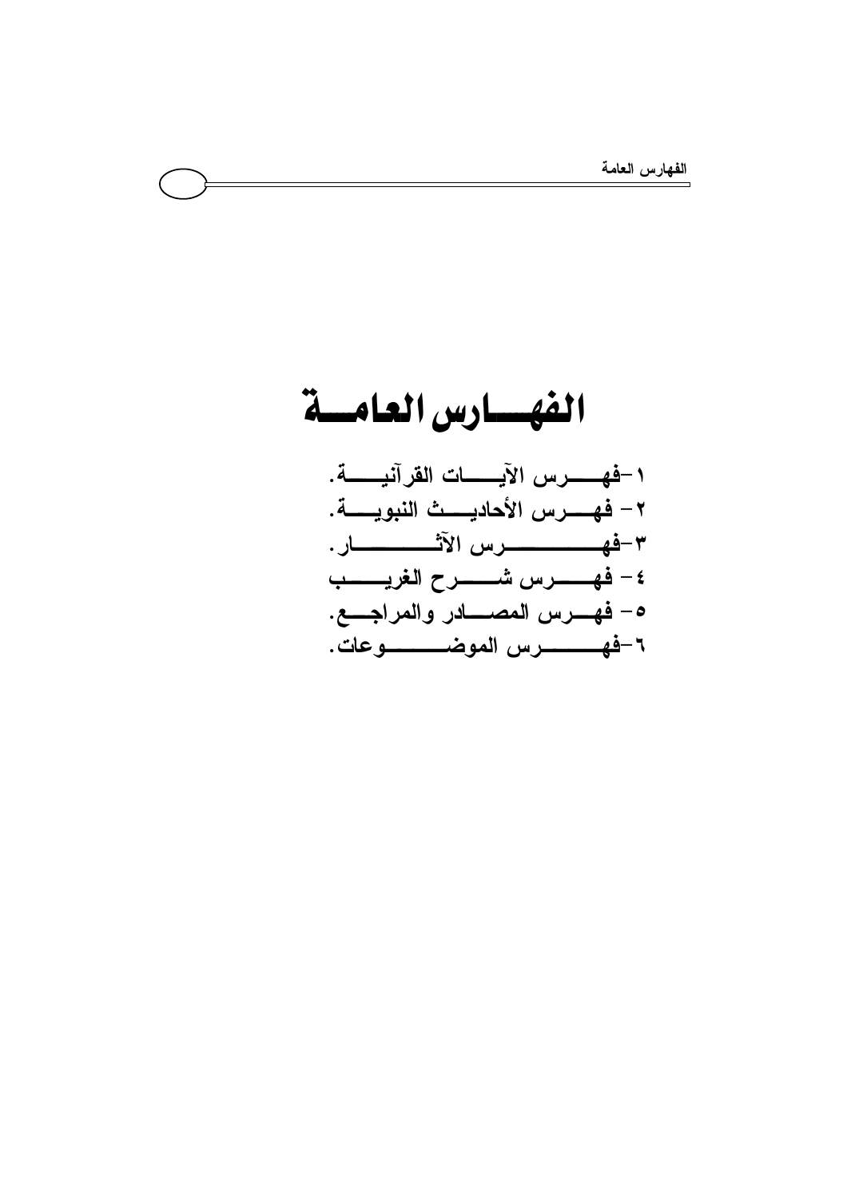# الفهارس العامة

١-فهرس الآيات القرآنية.
٢- فهرس الأحاديث النبوية.
٣-فهرس الآثار.
٤- فهرس شرح الغريب
٥- فهرس المصادر والمراجع.
٦-فهرس الموضوعات.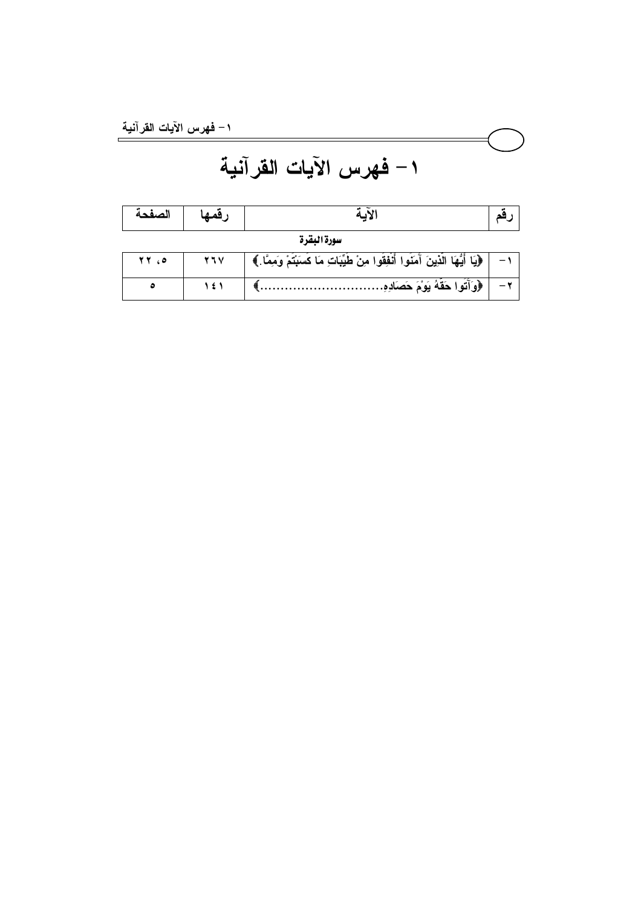# ١- فهرس الآيات القرآنية

| رقم | الآية | رقمها | الصفحة |
|---|---|---|---|
| | **سورة البقرة** | | |
| ١- | ﴿يَا أَيُّهَا الَّذِينَ آمَنُوا أَنْفِقُوا مِنْ طَيِّبَاتِ مَا كَسَبْتُمْ وَمِمَّا.﴾ | ٢٦٧ | ٥، ٢٢ |
| ٢- | ﴿وَآتُوا حَقَّهُ يَوْمَ حَصَادِهِ..............................﴾ | ١٤١ | ٥ |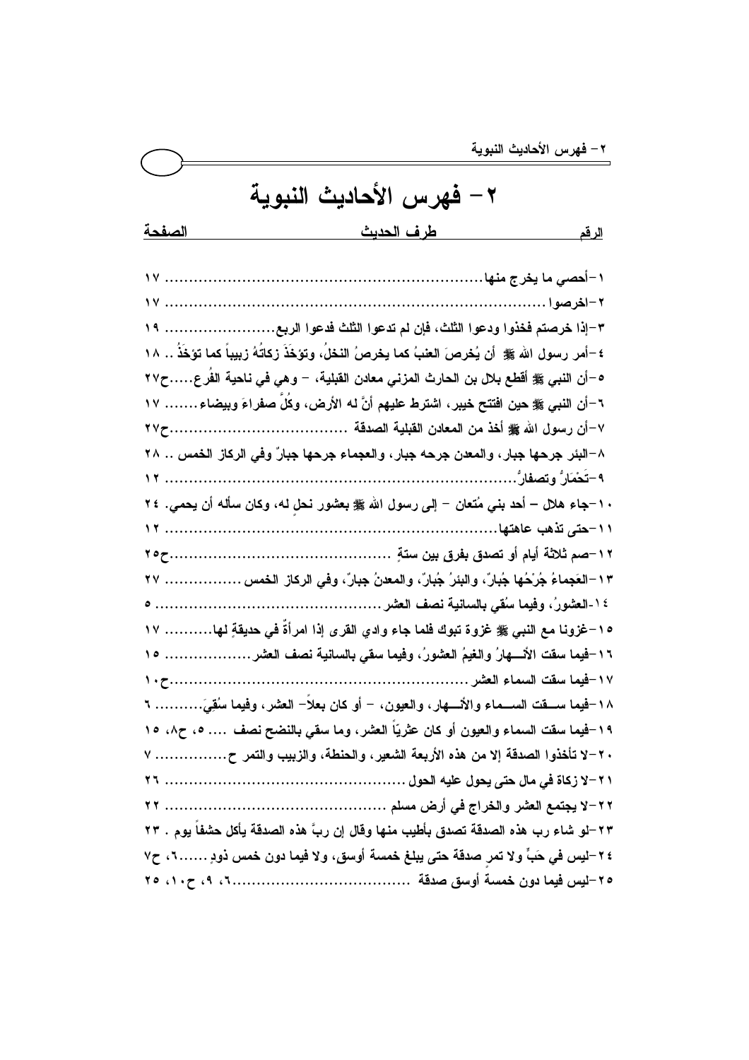# ٢- فهرس الأحاديث النبوية

| الرقم | طرف الحديث | الصفحة |
|---|---|---|
| ١ | أحصي ما يخرج منها | ١٧ |
| ٢ | اخرصوا | ١٧ |
| ٣ | إذا خرصتم فخذوا ودعوا الثلث، فإن لم تدعوا الثلث فدعوا الربع | ١٩ |
| ٤ | أمر رسول الله ﷺ أن يُخرصَ العنبُ كما يخرصُ النخلُ، وتؤخَذَ زكاتُهُ زبيباً كما تؤخَذُ | ١٨ |
| ٥ | أن النبي ﷺ أقطع بلال بن الحارث المزني معادن القبلية، - وهي في ناحية الفُرع | ح٢٧ |
| ٦ | أن النبي ﷺ حين افتتح خيبر، اشترط عليهم أنَّ له الأرض، وكُلَّ صفراءَ وبيضاء | ١٧ |
| ٧ | أن رسول الله ﷺ أخذ من المعادن القبلية الصدقة | ح٢٧ |
| ٨ | البئر جرحها جبار، والمعدن جرحه جبار، والعجماء جرحها جبارٌ وفي الركاز الخمس | ٢٨ |
| ٩ | تَحْمَارُ وتصفارُ | ١٢ |
| ١٠ | جاء هلال – أحد بني مُتعان – إلى رسول الله ﷺ بعشور نحلٍ له، وكان سأله أن يحمي | ٢٤ |
| ١١ | حتى تذهب عاهتها | ١٢ |
| ١٢ | صم ثلاثة أيام أو تصدق بفرق بين ستةٍ | ح٢٥ |
| ١٣ | العَجماءُ جُرْحُها جُبارٌ، والبئرُ جُبارٌ، والمعدنُ جبارٌ، وفي الركاز الخمس | ٢٧ |
| ١٤ | العشورُ، وفيما سُقي بالسانية نصف العشر | ٥ |
| ١٥ | غزونا مع النبي ﷺ غزوة تبوك فلما جاء وادي القرى إذا امرأةٌ في حديقةٍ لها | ١٧ |
| ١٦ | فيما سقت الأنــهارُ والغيمُ العشورُ، وفيما سقي بالسانية نصف العشر | ١٥ |
| ١٧ | فيما سقت السماء العشر | ح١٠ |
| ١٨ | فيما ســقت الســماء والأنــهار، والعيون، – أو كان بعلاً– العشر، وفيما سُقِيَ | ٦ |
| ١٩ | فيما سقت السماء والعيون أو كان عثريّاً العشر، وما سقي بالنضح نصف | ٥، ح٨، ١٥ |
| ٢٠ | لا تأخذوا الصدقة إلا من هذه الأربعة الشعير، والحنطة، والزبيب والتمر ح | ٧ |
| ٢١ | لا زكاة في مال حتى يحول عليه الحول | ٢٦ |
| ٢٢ | لا يجتمع العشر والخراج في أرض مسلم | ٢٢ |
| ٢٣ | لو شاء رب هذه الصدقة تصدق بأطيب منها وقال إن ربَّ هذه الصدقة يأكل حشفاً يوم | ٢٣ |
| ٢٤ | ليس في حَبٍّ ولا تمرٍ صدقة حتى يبلغ خمسة أوسق، ولا فيما دون خمس ذودٍ | ٦، ح٧ |
| ٢٥ | ليس فيما دون خمسة أوسق صدقة | ٦، ٩، ح١٠، ٢٥ |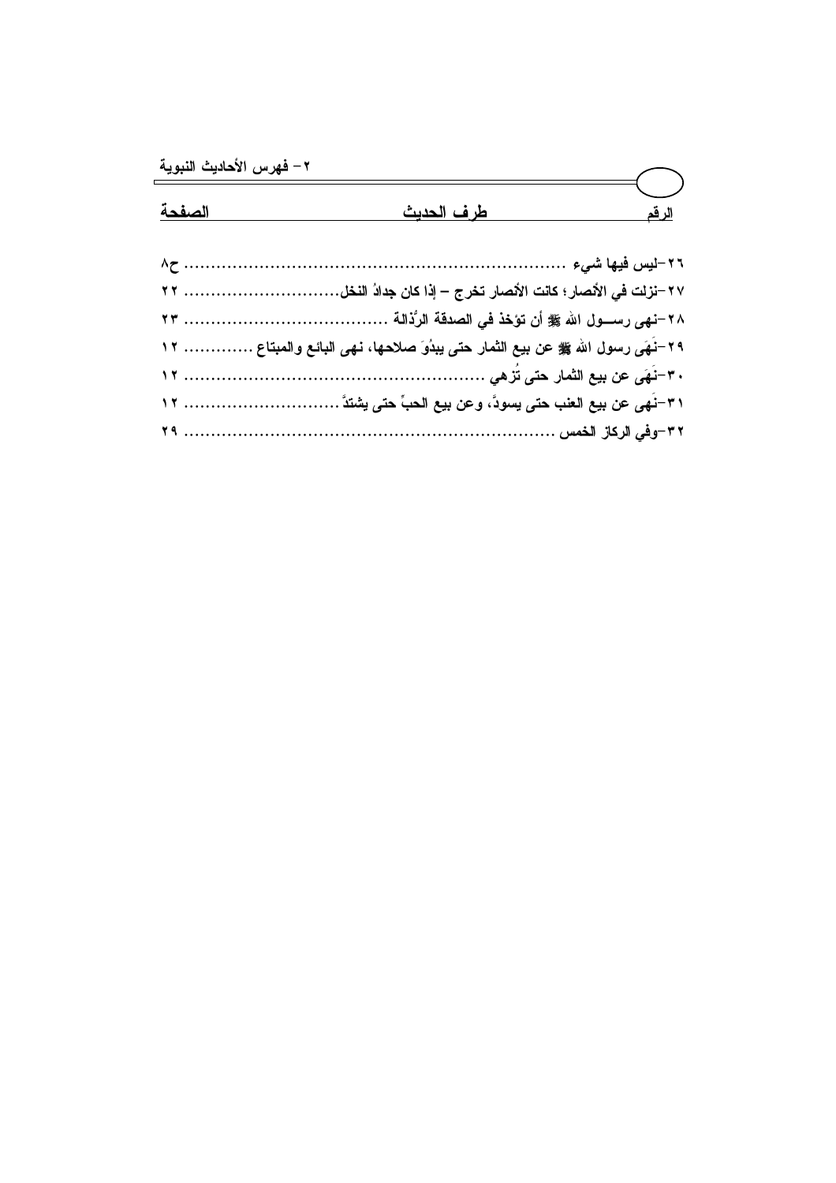## ٢ – فهرس الأحاديث النبوية

| الرقم | طرف الحديث | الصفحة |
|---|---|---|
| ٢٦ | ليس فيها شيء | ح٨ |
| ٢٧ | نزلت في الأنصار؛ كانت الأنصار تخرج – إذا كان جدادُ النخل | ٢٢ |
| ٢٨ | نهى رسـول الله ﷺ أن تؤخذ في الصدقة الرُّذالة | ٢٣ |
| ٢٩ | نَهَى رسول الله ﷺ عن بيع الثمار حتى يبدُوَ صلاحها، نهى البائع والمبتاع | ١٢ |
| ٣٠ | نَهَى عن بيع الثمار حتى تُزهي | ١٢ |
| ٣١ | نَهى عن بيع العنب حتى يسودَّ، وعن بيع الحبِّ حتى يشتدَّ | ١٢ |
| ٣٢ | وفي الركاز الخمس | ٢٩ |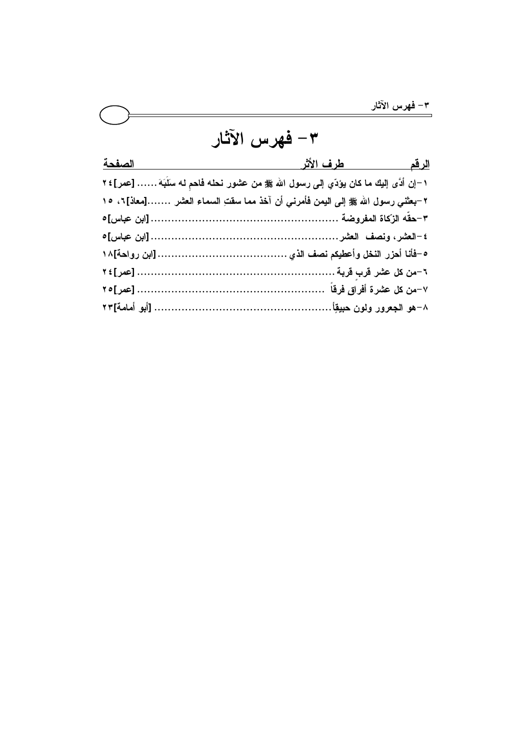# ٣- فهرس الآثار

| الرقم | طرف الأثر | الصفحة |
| --- | --- | --- |
| ١ | إن أدَّى إليك ما كان يؤدِّي إلى رسول الله ﷺ من عشور نحله فاحمِ له سَلَبَهَ ...... [عمر] | ٢٤ |
| ٢ | بعثني رسول الله ﷺ إلى اليمن فأمرني أن آخذ مما سقتِ السماء العشر .......[معاذ] | ٦، ١٥ |
| ٣ | حقّه الزكاة المفروضة ........................................ [ابن عباس] | ٥ |
| ٤ | العشر، ونصف العشر.......................................... [ابن عباس] | ٥ |
| ٥ | فأنا أحزر النخل وأعطيكم نصف الذي .......................... [ابن رواحة] | ١٨ |
| ٦ | من كل عشر قربٍ قربة ............................................ [عمر] | ٢٤ |
| ٧ | من كل عشرة أفراقٍ فرقاً ........................................ [عمر] | ٢٥ |
| ٨ | هو الجعرور ولون حبيقٍ........................................ [أبو أمامة] | ٢٣ |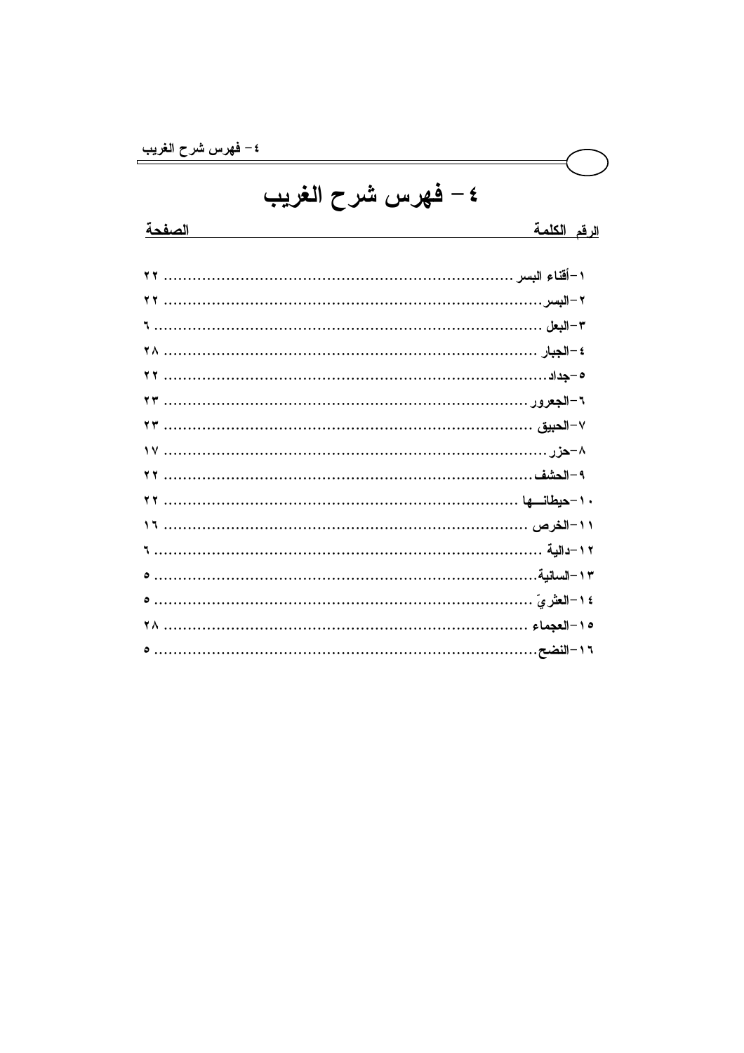# ٤ – فهرس شرح الغريب

| الرقم الكلمة | الصفحة |
| --- | --- |
| ١–أقناء البسر | ٢٢ |
| ٢–البسر | ٢٢ |
| ٣–البعل | ٦ |
| ٤–الجبار | ٢٨ |
| ٥–جداد | ٢٢ |
| ٦–الجعرور | ٢٣ |
| ٧–الحبيق | ٢٣ |
| ٨–حزر | ١٧ |
| ٩–الحشف | ٢٢ |
| ١٠–حيطانـــها | ٢٢ |
| ١١–الخرص | ١٦ |
| ١٢–دالية | ٦ |
| ١٣–السانية | ٥ |
| ١٤–العثريّ | ٥ |
| ١٥–العجماء | ٢٨ |
| ١٦–النضح | ٥ |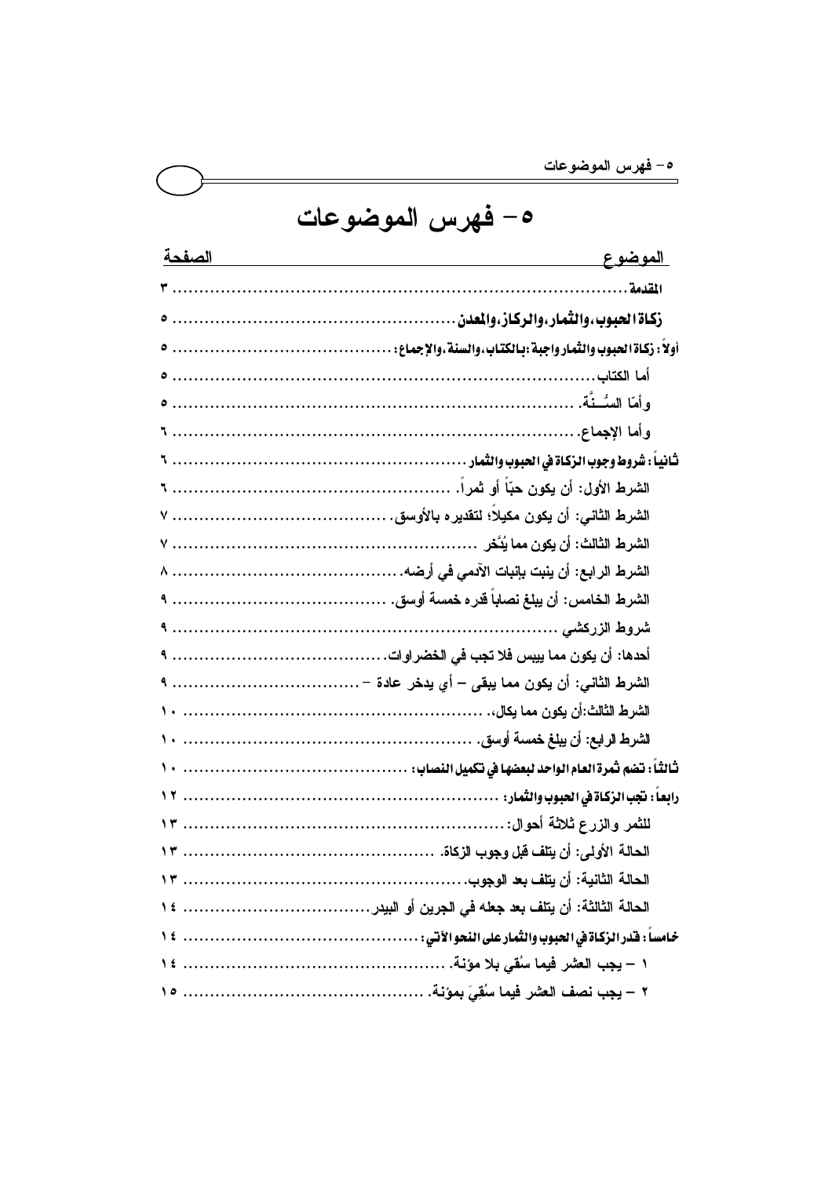# ٥- فهرس الموضوعات

| الموضوع | الصفحة |
|---|---|
| **المقدمة** | ٣ |
| **زكاة الحبوب، والثمار، والركاز، والمعدن** | ٥ |
| **أولاً: زكاة الحبوب والثمار واجبة: بالكتاب، والسنة، والإجماع:** | ٥ |
| أما الكتاب | ٥ |
| وأمّا السُّــنَّة. | ٥ |
| وأما الإجماع. | ٦ |
| **ثانياً: شروط وجوب الزكاة في الحبوب والثمار** | ٦ |
| الشرط الأول: أن يكون حبّاً أو ثمراً. | ٦ |
| الشرط الثاني: أن يكون مكيلاً؛ لتقديره بالأوسق. | ٧ |
| الشرط الثالث: أن يكون مما يُدَّخر | ٧ |
| الشرط الرابع: أن ينبت بإنبات الآدمي في أرضه. | ٨ |
| الشرط الخامس: أن يبلغ نصاباً قدره خمسة أوسق. | ٩ |
| شروط الزركشي | ٩ |
| أحدها: أن يكون مما ييبس فلا تجب في الخضراوات. | ٩ |
| الشرط الثاني: أن يكون مما يبقى – أي يدخر عادة – | ٩ |
| الشرط الثالث: أن يكون مما يكال، | ١٠ |
| الشرط الرابع: أن يبلغ خمسة أوسق. | ١٠ |
| **ثالثاً: تضم ثمرة العام الواحد لبعضها في تكميل النصاب:** | ١٠ |
| **رابعاً: تجب الزكاة في الحبوب والثمار:** | ١٢ |
| للثمر والزرع ثلاثة أحوال: | ١٣ |
| الحالة الأولى: أن يتلف قبل وجوب الزكاة. | ١٣ |
| الحالة الثانية: أن يتلف بعد الوجوب. | ١٣ |
| الحالة الثالثة: أن يتلف بعد جعله في الجرين أو البيدر | ١٤ |
| **خامساً: قدر الزكاة في الحبوب والثمار على النحو الآتي:** | ١٤ |
| ١ – يجب العشر فيما سُقي بلا مؤنة. | ١٤ |
| ٢ – يجب نصف العشر فيما سُقِيَ بمؤنة. | ١٥ |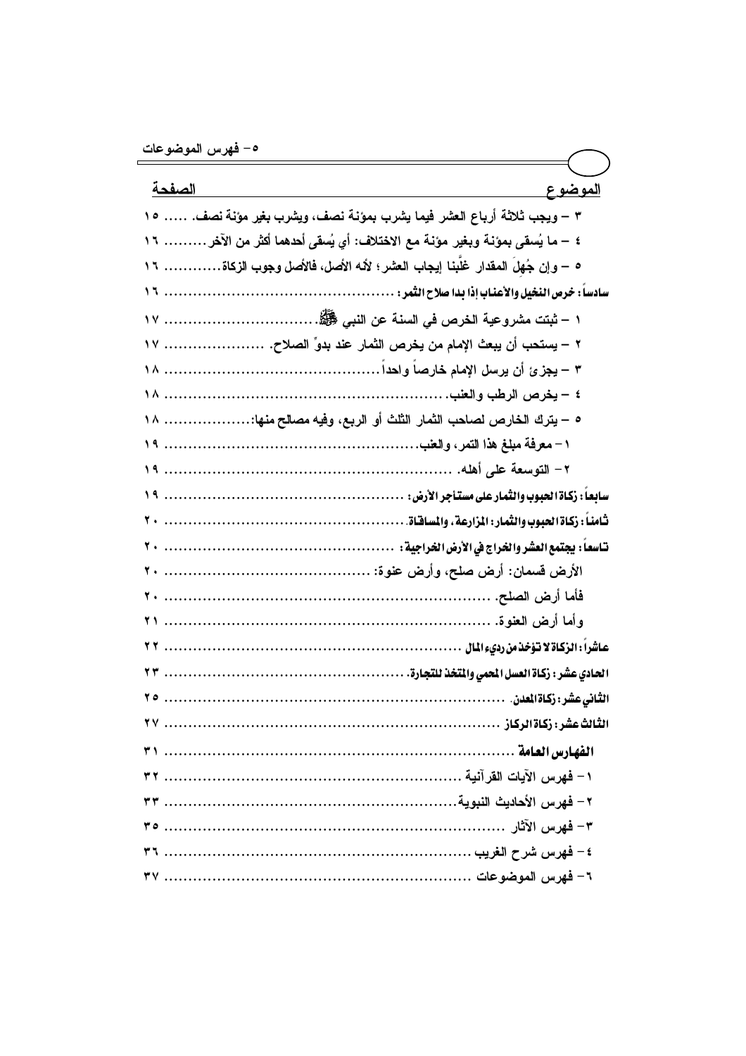| الموضوع | الصفحة |
| --- | --- |
| ٣ – ويجب ثلاثة أرباع العشر فيما يشرب بمؤنة نصف، ويشرب بغير مؤنة نصف. | ١٥ |
| ٤ – ما يُسقى بمؤنة وبغير مؤنة مع الاختلاف: أي يُسقى أحدهما أكثر من الآخر | ١٦ |
| ٥ – وإن جُهِلَ المقدار غلَّبنا إيجاب العشر؛ لأنه الأصل، فالأصل وجوب الزكاة | ١٦ |
| **سادساً: خرص النخيل والأعناب إذا بدا صلاح الثمر:** | ١٦ |
| ١ – ثبتت مشروعية الخرص في السنة عن النبي ﷺ. | ١٧ |
| ٢ – يستحب أن يبعث الإمام من يخرص الثمار عند بدوِّ الصلاح. | ١٧ |
| ٣ – يجزئ أن يرسل الإمام خارصاً واحداً | ١٨ |
| ٤ – يخرص الرطب والعنب. | ١٨ |
| ٥ – يترك الخارص لصاحب الثمار الثلث أو الربع، وفيه مصالح منها: | ١٨ |
| ١ – معرفة مبلغ هذا التمر، والعنب. | ١٩ |
| ٢ – التوسعة على أهله. | ١٩ |
| **سابعاً: زكاة الحبوب والثمار على مستأجر الأرض:** | ١٩ |
| **ثامناً: زكاة الحبوب والثمار: المزارعة، والمساقاة.** | ٢٠ |
| **تاسعاً: يجتمع العشر والخراج في الأرض الخراجية:** | ٢٠ |
| الأرض قسمان: أرض صلح، وأرض عنوة: | ٢٠ |
| فأما أرض الصلح. | ٢٠ |
| وأما أرض العنوة. | ٢١ |
| **عاشراً: الزكاة لا تؤخذ من رديء المال** | ٢٢ |
| **الحادي عشر: زكاة العسل المحمي والمتخذ للتجارة.** | ٢٣ |
| **الثاني عشر: زكاة المعدن.** | ٢٥ |
| **الثالث عشر: زكاة الركاز** | ٢٧ |
| **الفهارس العامة** | ٣١ |
| ١ – فهرس الآيات القرآنية | ٣٢ |
| ٢ – فهرس الأحاديث النبوية | ٣٣ |
| ٣ – فهرس الآثار | ٣٥ |
| ٤ – فهرس شرح الغريب | ٣٦ |
| ٦ – فهرس الموضوعات | ٣٧ |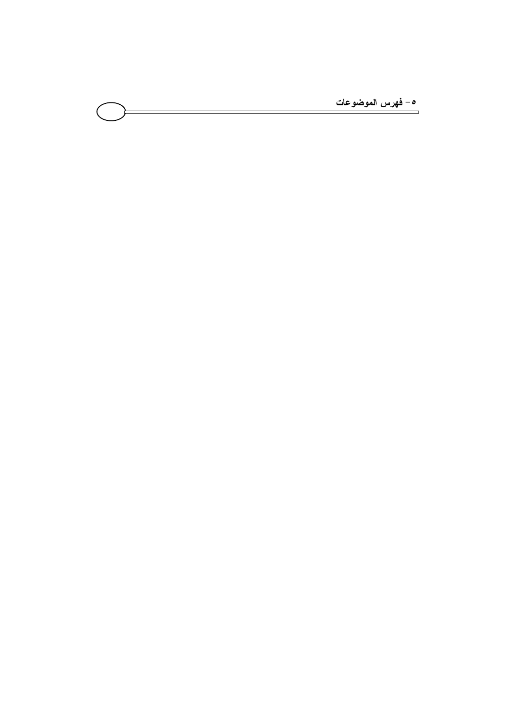## ٥- فهرس الموضوعات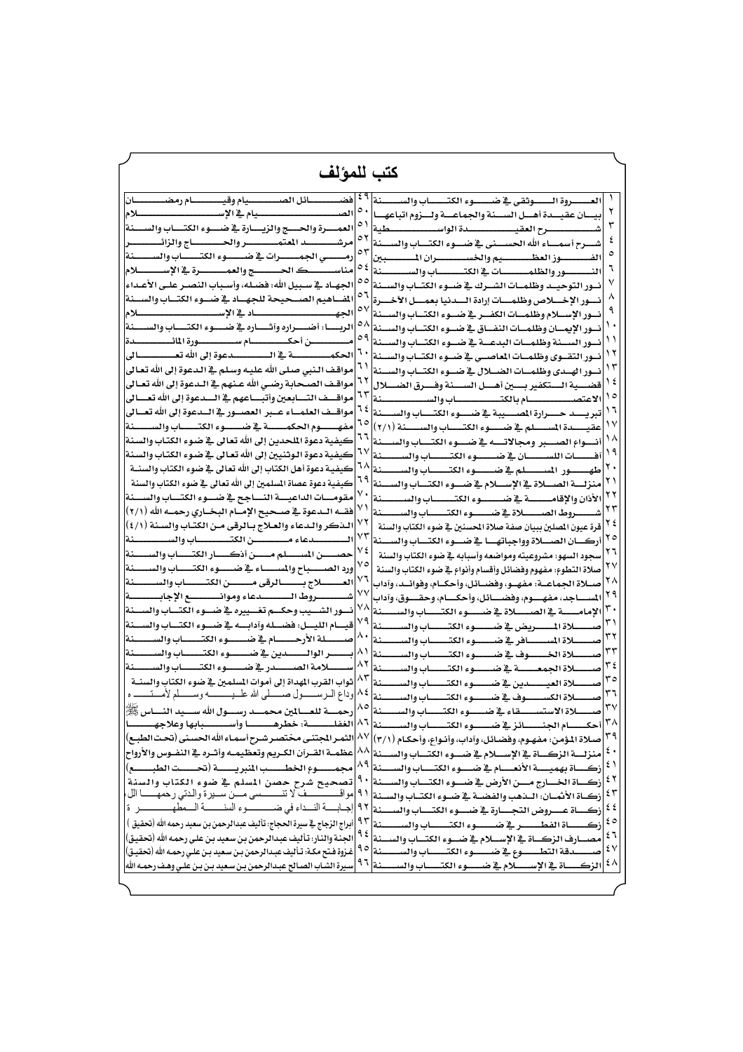# كتب للمؤلف

| | | | |
|---|---|---|---|
| ١ | العروة الوثقى في ضوء الكتاب والسنة | ٤٩ | فضائل الصيام وقيام رمضان |
| ٢ | بيان عقيدة أهل السنة والجماعة ولزوم اتباعها | ٥٠ | الصيام في الإسلام |
| ٣ | شرح العقيدة الواسطية | ٥١ | العمرة والحج والزيارة في ضوء الكتاب والسنة |
| ٤ | شرح أسماء الله الحسنى في ضوء الكتاب والسنة | ٥٢ | مرشد المعتمر والحاج والزائر |
| ٥ | الفوز العظيم والخسران المبين | ٥٣ | رمي الجمرات في ضوء الكتاب والسنة |
| ٦ | النور والظلمات في الكتاب والسنة | ٥٤ | مناسك الحج والعمرة في الإسلام |
| ٧ | نور التوحيد وظلمات الشرك في ضوء الكتاب والسنة | ٥٥ | الجهاد في سبيل الله: فضله، وأسباب النصر على الأعداء |
| ٨ | نور الإخلاص وظلمات إرادة الدنيا بعمل الآخرة | ٥٦ | المفاهيم الصحيحة للجهاد في ضوء الكتاب والسنة |
| ٩ | نور الإسلام وظلمات الكفر في ضوء الكتاب والسنة | ٥٧ | الجهاد في الإسلام |
| ١٠ | نور الإيمان وظلمات النفاق في ضوء الكتاب والسنة | ٥٨ | الربا: أضراره وآثاره في ضوء الكتاب والسنة |
| ١١ | نور السنة وظلمات البدعة في ضوء الكتاب والسنة | ٥٩ | من أحكام سورة المائدة |
| ١٢ | نور التقوى وظلمات المعاصي في ضوء الكتاب والسنة | ٦٠ | الحكمة في الدعوة إلى الله تعالى |
| ١٣ | نور الهدى وظلمات الضلال في ضوء الكتاب والسنة | ٦١ | مواقف النبي صلى الله عليه وسلم في الدعوة إلى الله تعالى |
| ١٤ | قضية التكفير بين أهل السنة وفرق الضلال | ٦٢ | مواقف الصحابة رضي الله عنهم في الدعوة إلى الله تعالى |
| ١٥ | الاعتصام بالكتاب والسنة | ٦٣ | مواقف التابعين وأتباعهم في الدعوة إلى الله تعالى |
| ١٦ | تبريد حرارة المصيبة في ضوء الكتاب والسنة | ٦٤ | مواقف العلماء عبر العصور في الدعوة إلى الله تعالى |
| ١٧ | عقيدة المسلم في ضوء الكتاب والسنة (٢/١) | ٦٥ | مفهوم الحكمة في ضوء الكتاب والسنة |
| ١٨ | أنواع الصبر ومجالاته في ضوء الكتاب والسنة | ٦٦ | كيفية دعوة الملحدين إلى الله تعالى في ضوء الكتاب والسنة |
| ١٩ | آفات اللسان في ضوء الكتاب والسنة | ٦٧ | كيفية دعوة الوثنيين إلى الله تعالى في ضوء الكتاب والسنة |
| ٢٠ | طهور المسلم في ضوء الكتاب والسنة | ٦٨ | كيفية دعوة أهل الكتاب إلى الله تعالى في ضوء الكتاب والسنة |
| ٢١ | منزلة الصلاة في الإسلام في ضوء الكتاب والسنة | ٦٩ | كيفية دعوة عصاة المسلمين إلى الله تعالى في ضوء الكتاب والسنة |
| ٢٢ | الأذان والإقامة في ضوء الكتاب والسنة | ٧٠ | مقومات الداعية الناجح في ضوء الكتاب والسنة |
| ٢٣ | شروط الصلاة في ضوء الكتاب والسنة | ٧١ | فقه الدعوة في صحيح الإمام البخاري رحمه الله (٢/١) |
| ٢٤ | قرة عيون المصلين ببيان صفة صلاة المحسنين في ضوء الكتاب والسنة | ٧٢ | الذكر والدعاء والعلاج بالرقى من الكتاب والسنة (٤/١) |
| ٢٥ | أركان الصلاة وواجباتها في ضوء الكتاب والسنة | ٧٣ | الدعاء من الكتاب والسنة |
| ٢٦ | سجود السهو: مشروعيته ومواضعه وأسبابه في ضوء الكتاب والسنة | ٧٤ | حصن المسلم من أذكار الكتاب والسنة |
| ٢٧ | صلاة التطوع: مفهوم وفضائل وأقسام وأنواع في ضوء الكتاب والسنة | ٧٥ | ورد الصباح والمساء في ضوء الكتاب والسنة |
| ٢٨ | صلاة الجماعة: مفهوم، وفضائل، وأحكام، وفوائد، وآداب | ٧٦ | العلاج بالرقى من الكتاب والسنة |
| ٢٩ | المساجد، مفهوم، وفضائل، وأحكام، وحقوق، وآداب | ٧٧ | شروط الدعاء وموانع الإجابة |
| ٣٠ | الإمامة في الصلاة في ضوء الكتاب والسنة | ٧٨ | نور الشيب وحكم تغييره في ضوء الكتاب والسنة |
| ٣١ | صلاة المريض في ضوء الكتاب والسنة | ٧٩ | قيام الليل: فضله وآدابه في ضوء الكتاب والسنة |
| ٣٢ | صلاة المسافر في ضوء الكتاب والسنة | ٨٠ | صلة الأرحام في ضوء الكتاب والسنة |
| ٣٣ | صلاة الخوف في ضوء الكتاب والسنة | ٨١ | بر الوالدين في ضوء الكتاب والسنة |
| ٣٤ | صلاة الجمعة في ضوء الكتاب والسنة | ٨٢ | سلامة الصدر في ضوء الكتاب والسنة |
| ٣٥ | صلاة العيدين في ضوء الكتاب والسنة | ٨٣ | ثواب القرب المهداة إلى أموات المسلمين في ضوء الكتاب والسنة |
| ٣٦ | صلاة الكسوف في ضوء الكتاب والسنة | ٨٤ | وداع الرسول صلى الله عليه وسلم لأمته |
| ٣٧ | صلاة الاستسقاء في ضوء الكتاب والسنة | ٨٥ | رحمة للعالمين محمد رسول الله سيد الناس ﷺ |
| ٣٨ | أحكام الجنائز في ضوء الكتاب والسنة | ٨٦ | الغفلة: خطرها وأسبابها وعلاجها |
| ٣٩ | صلاة المؤمن: مفهوم، وفضائل، وآداب، وأنواع، وأحكام (٣/١) | ٨٧ | الثمر المجتنى مختصر شرح أسماء الله الحسنى (تحت الطبع) |
| ٤٠ | منزلة الزكاة في الإسلام في ضوء الكتاب والسنة | ٨٨ | عظمة القرآن الكريم وتعظيمه وأثره في النفوس والأرواح |
| ٤١ | زكاة بهيمة الأنعام في ضوء الكتاب والسنة | ٨٩ | مجموع الخطب المنبرية (تحت الطبع) |
| ٤٢ | زكاة الخارج من الأرض في ضوء الكتاب والسنة | ٩٠ | تصحيح شرح حصن المسلم في ضوء الكتاب والسنة |
| ٤٣ | زكاة الأثمان: الذهب والفضة في ضوء الكتاب والسنة | ٩١ | مواقف لا تنسى من سيرة والدتي رحمها الله |
| ٤٤ | زكاة عروض التجارة في ضوء الكتاب والسنة | ٩٢ | إجابة النداء في ضوء السنة المطهرة |
| ٤٥ | زكاة الفطر في ضوء الكتاب والسنة | ٩٣ | أبراج الزجاج في سيرة الحجاج: تأليف عبدالرحمن بن سعيد رحمه الله (تحقيق) |
| ٤٦ | مصارف الزكاة في الإسلام في ضوء الكتاب والسنة | ٩٤ | الجنة والنار: تأليف عبدالرحمن بن سعيد بن علي رحمه الله (تحقيق) |
| ٤٧ | صدقة التطوع في ضوء الكتاب والسنة | ٩٥ | غزوة فتح مكة: تأليف عبدالرحمن بن سعيد بن علي رحمه الله (تحقيق) |
| ٤٨ | الزكاة في الإسلام في ضوء الكتاب والسنة | ٩٦ | سيرة الشاب الصالح عبدالرحمن بن سعيد بن علي وهف رحمه الله |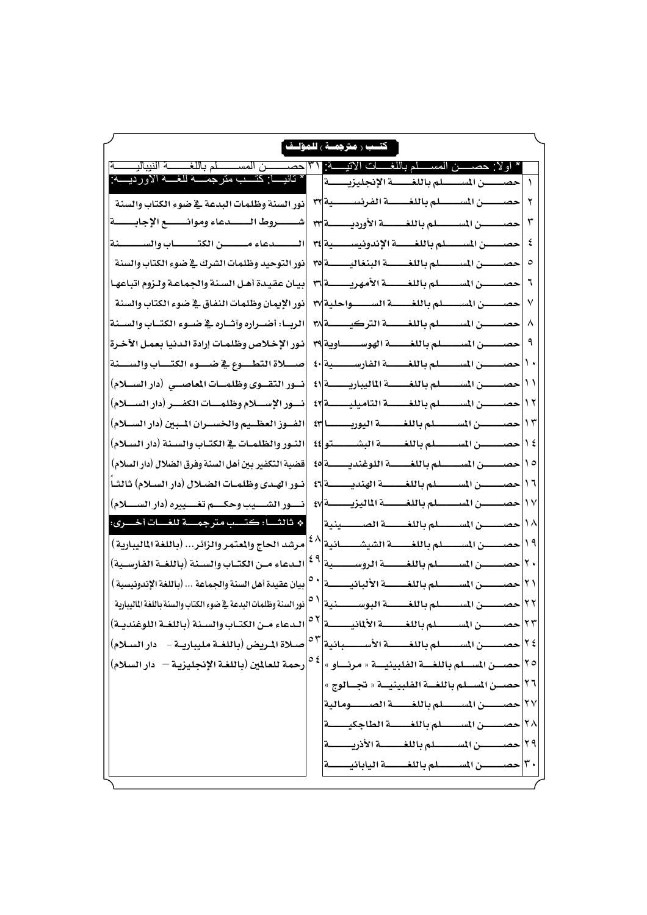## كتب (مترجمة) للمؤلف

* أولاً: حصن المسلم باللغات الآتية:

1. حصن المسلم باللغة الإنجليزية
2. حصن المسلم باللغة الفرنسية
3. حصن المسلم باللغة الأوردية
4. حصن المسلم باللغة الإندونيسية
5. حصن المسلم باللغة البنغالية
6. حصن المسلم باللغة الأمهرية
7. حصن المسلم باللغة السواحلية
8. حصن المسلم باللغة التركية
9. حصن المسلم باللغة الهوساوية
10. حصن المسلم باللغة الفارسية
11. حصن المسلم باللغة المالبيارية
12. حصن المسلم باللغة التاميلية
13. حصن المسلم باللغة اليوربا
14. حصن المسلم باللغة البشتو
15. حصن المسلم باللغة اللوغندية
16. حصن المسلم باللغة الهندية
17. حصن المسلم باللغة الماليزية
18. حصن المسلم باللغة الصينية
19. حصن المسلم باللغة الشيشانية
20. حصن المسلم باللغة الروسية
21. حصن المسلم باللغة الألبانية
22. حصن المسلم باللغة البوسنية
23. حصن المسلم باللغة الألمانية
24. حصن المسلم باللغة الأسبانية
25. حصن المسلم باللغة الفلبينية « مرناو »
26. حصن المسلم باللغة الفلبينية « تجالوج »
27. حصن المسلم باللغة الصومالية
28. حصن المسلم باللغة الطاجكية
29. حصن المسلم باللغة الأذرية
30. حصن المسلم باللغة اليابانية
31. حصن المسلم باللغة النيبالية

* ثانياً: كتب مترجمة للغة الأوردية:

32. نور السنة وظلمات البدعة في ضوء الكتاب والسنة
33. شروط الدعاء وموانع الإجابة
34. الدعاء من الكتاب والسنة
35. نور التوحيد وظلمات الشرك في ضوء الكتاب والسنة
36. بيان عقيدة أهل السنة والجماعة ولزوم اتباعها
37. نور الإيمان وظلمات النفاق في ضوء الكتاب والسنة
38. الربا: أضراره وآثاره في ضوء الكتاب والسنة
39. نور الإخلاص وظلمات إرادة الدنيا بعمل الآخرة
40. صلاة التطوع في ضوء الكتاب والسنة
41. نور التقوى وظلمات المعاصي (دار السلام)
42. نور الإسلام وظلمات الكفر (دار السلام)
43. الفوز العظيم والخسران المبين (دار السلام)
44. النور والظلمات في الكتاب والسنة (دار السلام)
45. قضية التكفير بين أهل السنة وفرق الضلال (دار السلام)
46. نور الهدى وظلمات الضلال (دار السلام) ثالثاً
47. نور الشيب وحكم تغييره (دار السلام)

❖ ثالثاً: كتب مترجمة للغات أخرى:

48. مرشد الحاج والمعتمر والزائر... (باللغة المالبيارية)
49. الدعاء من الكتاب والسنة (باللغة الفارسية)
50. بيان عقيدة أهل السنة والجماعة ... (باللغة الإندونيسية)
51. نور السنة وظلمات البدعة في ضوء الكتاب والسنة باللغة المالبيارية
52. الدعاء من الكتاب والسنة (باللغة اللوغندية)
53. صلاة المريض (باللغة مليبارية - دار السلام)
54. رحمة للعالمين (باللغة الإنجليزية - دار السلام)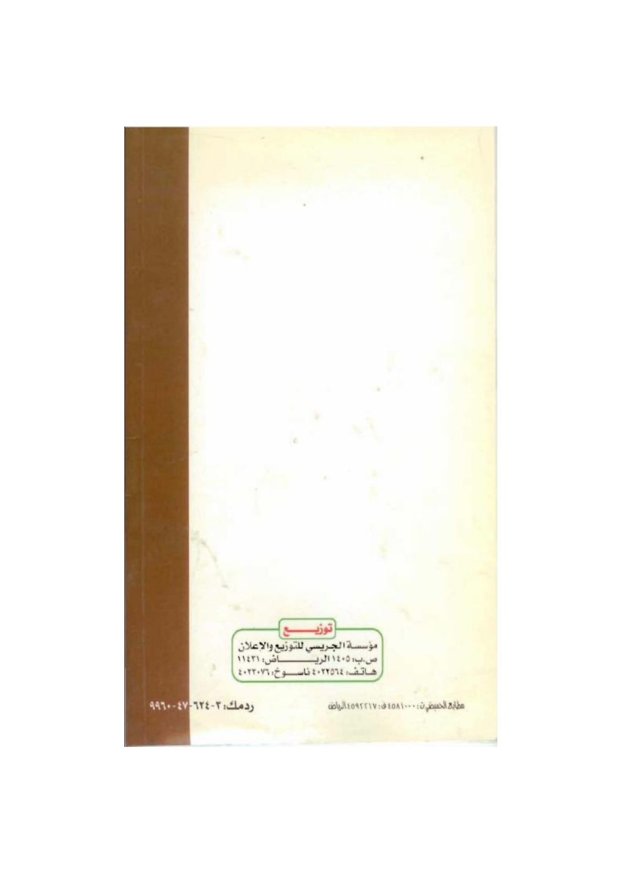توزيـــع

مؤسسة الجريسي للتوزيع والاعلان

ص.ب: ١٤٠٥ الريــــاض: ١١٤٣١

هـاتـف: ٤٠٢٢٥٦٤ ناســوخ: ٤٠٢٢٠٧٦

ردمك: ٣-٦٢٤-٤٧-٩٩٦٠

مطابع الحميضي ت: ٤٥٨١٠٠٠ ف: ٤٥٩٣٢١٧ الرياض